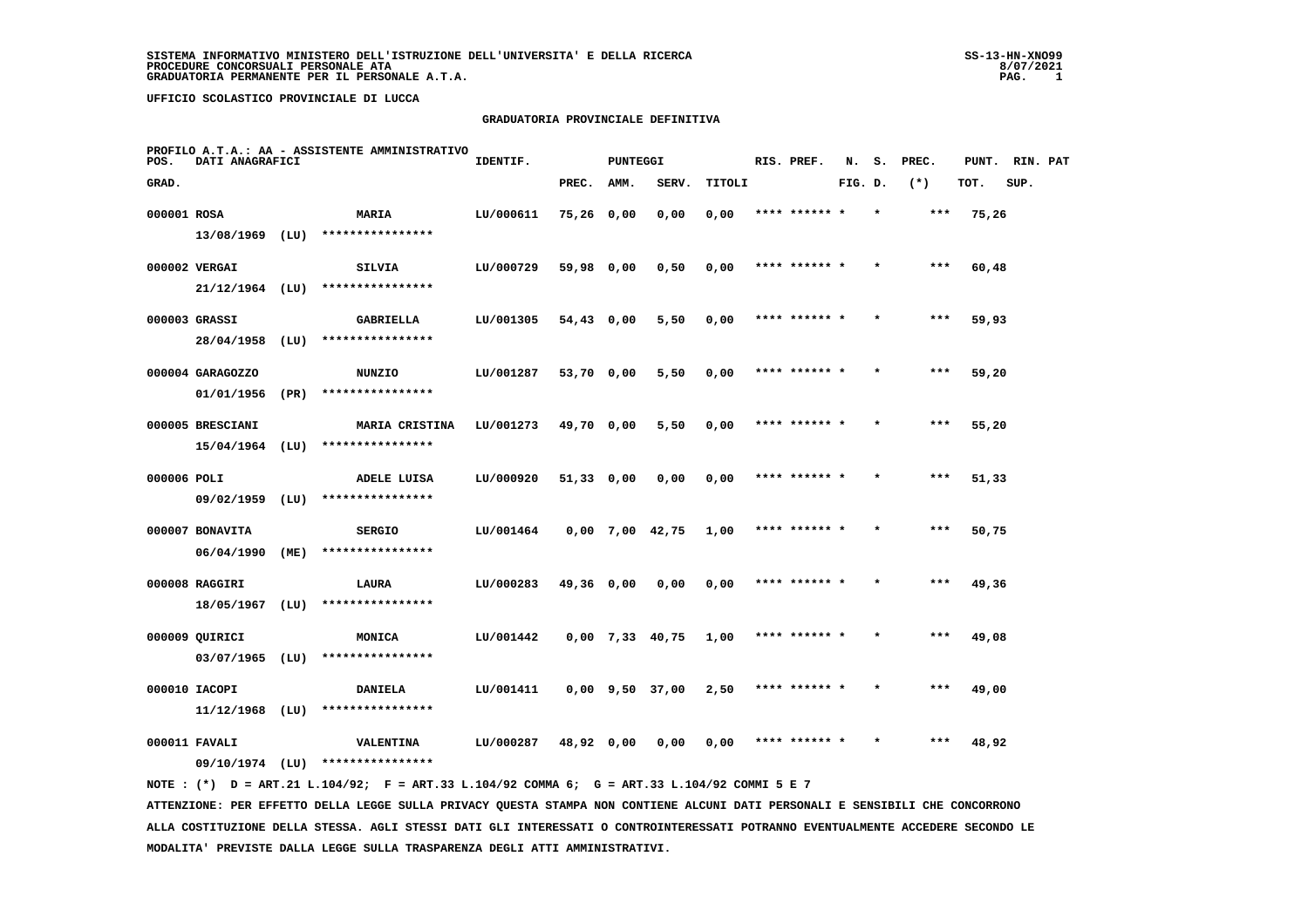SISTEMA INFORMATIVO MINISTERO DELL'ISTRUZIONE DELL'UNIVERSITA' E DELLA RICERCA
PROCEDURE CONCORSUALI PERSONALE ATA
GRADUATORIA PERMANENTE PER IL PERSONALE A.T.A.

UFFICIO SCOLASTICO PROVINCIALE DI LUCCA

## GRADUATORIA PROVINCIALE DEFINITIVA

PROFILO A.T.A.: AA - ASSISTENTE AMMINISTRATIVO

| POS. GRAD. | DATI ANAGRAFICI | | IDENTIF. | PUNTEGGI PREC. | AMM. | SERV. | TITOLI | RIS. PREF. | N. FIG. | S. D. | PREC. (*) | PUNT. TOT. | RIN. PAT SUP. |
|---|---|---|---|---|---|---|---|---|---|---|---|---|---|
| 000001 | ROSA 13/08/1969 (LU) | MARIA **************** | LU/000611 | 75,26 | 0,00 | 0,00 | 0,00 | **** ****** | * | * | *** | 75,26 | |
| 000002 | VERGAI 21/12/1964 (LU) | SILVIA **************** | LU/000729 | 59,98 | 0,00 | 0,50 | 0,00 | **** ****** | * | * | *** | 60,48 | |
| 000003 | GRASSI 28/04/1958 (LU) | GABRIELLA **************** | LU/001305 | 54,43 | 0,00 | 5,50 | 0,00 | **** ****** | * | * | *** | 59,93 | |
| 000004 | GARAGOZZO 01/01/1956 (PR) | NUNZIO **************** | LU/001287 | 53,70 | 0,00 | 5,50 | 0,00 | **** ****** | * | * | *** | 59,20 | |
| 000005 | BRESCIANI 15/04/1964 (LU) | MARIA CRISTINA **************** | LU/001273 | 49,70 | 0,00 | 5,50 | 0,00 | **** ****** | * | * | *** | 55,20 | |
| 000006 | POLI 09/02/1959 (LU) | ADELE LUISA **************** | LU/000920 | 51,33 | 0,00 | 0,00 | 0,00 | **** ****** | * | * | *** | 51,33 | |
| 000007 | BONAVITA 06/04/1990 (ME) | SERGIO **************** | LU/001464 | 0,00 | 7,00 | 42,75 | 1,00 | **** ****** | * | * | *** | 50,75 | |
| 000008 | RAGGIRI 18/05/1967 (LU) | LAURA **************** | LU/000283 | 49,36 | 0,00 | 0,00 | 0,00 | **** ****** | * | * | *** | 49,36 | |
| 000009 | QUIRICI 03/07/1965 (LU) | MONICA **************** | LU/001442 | 0,00 | 7,33 | 40,75 | 1,00 | **** ****** | * | * | *** | 49,08 | |
| 000010 | IACOPI 11/12/1968 (LU) | DANIELA **************** | LU/001411 | 0,00 | 9,50 | 37,00 | 2,50 | **** ****** | * | * | *** | 49,00 | |
| 000011 | FAVALI 09/10/1974 (LU) | VALENTINA **************** | LU/000287 | 48,92 | 0,00 | 0,00 | 0,00 | **** ****** | * | * | *** | 48,92 | |

NOTE : (*) D = ART.21 L.104/92; F = ART.33 L.104/92 COMMA 6; G = ART.33 L.104/92 COMMI 5 E 7

ATTENZIONE: PER EFFETTO DELLA LEGGE SULLA PRIVACY QUESTA STAMPA NON CONTIENE ALCUNI DATI PERSONALI E SENSIBILI CHE CONCORRONO ALLA COSTITUZIONE DELLA STESSA. AGLI STESSI DATI GLI INTERESSATI O CONTROINTERESSATI POTRANNO EVENTUALMENTE ACCEDERE SECONDO LE MODALITA' PREVISTE DALLA LEGGE SULLA TRASPARENZA DEGLI ATTI AMMINISTRATIVI.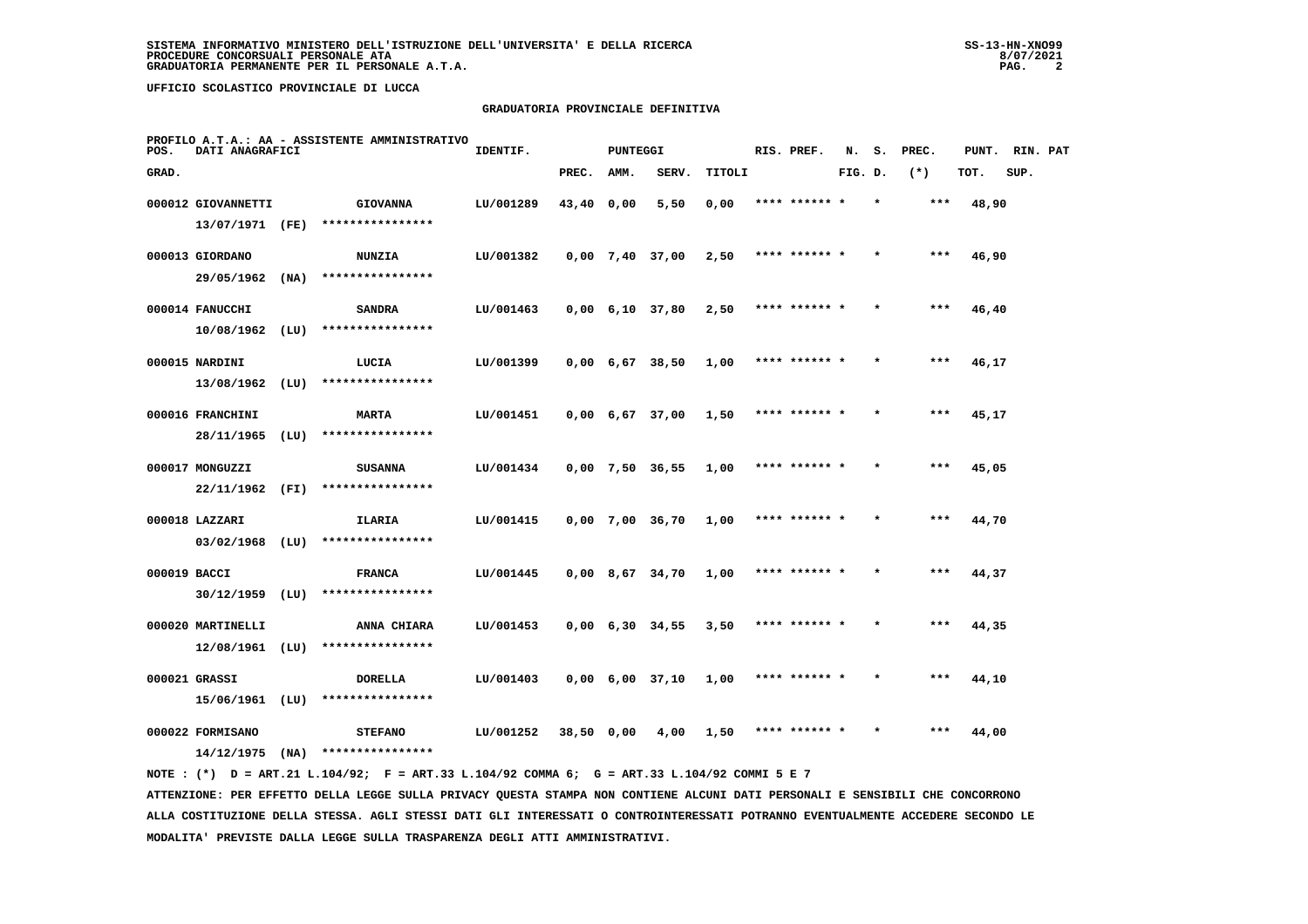SISTEMA INFORMATIVO MINISTERO DELL'ISTRUZIONE DELL'UNIVERSITA' E DELLA RICERCA
PROCEDURE CONCORSUALI PERSONALE ATA
GRADUATORIA PERMANENTE PER IL PERSONALE A.T.A.

UFFICIO SCOLASTICO PROVINCIALE DI LUCCA

GRADUATORIA PROVINCIALE DEFINITIVA

PROFILO A.T.A.: AA - ASSISTENTE AMMINISTRATIVO

| POS. GRAD. | DATI ANAGRAFICI | | IDENTIF. | PUNTEGGI PREC. | AMM. | SERV. | TITOLI | RIS. PREF. | N. FIG. | S. D. | PREC. (*) | PUNT. TOT. | RIN. SUP. | PAT |
|---|---|---|---|---|---|---|---|---|---|---|---|---|---|---|
| 000012 | GIOVANNETTI 13/07/1971 (FE) | GIOVANNA **************** | LU/001289 | 43,40 | 0,00 | 5,50 | 0,00 | **** ****** * | | * | *** | 48,90 | | |
| 000013 | GIORDANO 29/05/1962 (NA) | NUNZIA **************** | LU/001382 | 0,00 | 7,40 | 37,00 | 2,50 | **** ****** * | | * | *** | 46,90 | | |
| 000014 | FANUCCHI 10/08/1962 (LU) | SANDRA **************** | LU/001463 | 0,00 | 6,10 | 37,80 | 2,50 | **** ****** * | | * | *** | 46,40 | | |
| 000015 | NARDINI 13/08/1962 (LU) | LUCIA **************** | LU/001399 | 0,00 | 6,67 | 38,50 | 1,00 | **** ****** * | | * | *** | 46,17 | | |
| 000016 | FRANCHINI 28/11/1965 (LU) | MARTA **************** | LU/001451 | 0,00 | 6,67 | 37,00 | 1,50 | **** ****** * | | * | *** | 45,17 | | |
| 000017 | MONGUZZI 22/11/1962 (FI) | SUSANNA **************** | LU/001434 | 0,00 | 7,50 | 36,55 | 1,00 | **** ****** * | | * | *** | 45,05 | | |
| 000018 | LAZZARI 03/02/1968 (LU) | ILARIA **************** | LU/001415 | 0,00 | 7,00 | 36,70 | 1,00 | **** ****** * | | * | *** | 44,70 | | |
| 000019 | BACCI 30/12/1959 (LU) | FRANCA **************** | LU/001445 | 0,00 | 8,67 | 34,70 | 1,00 | **** ****** * | | * | *** | 44,37 | | |
| 000020 | MARTINELLI 12/08/1961 (LU) | ANNA CHIARA **************** | LU/001453 | 0,00 | 6,30 | 34,55 | 3,50 | **** ****** * | | * | *** | 44,35 | | |
| 000021 | GRASSI 15/06/1961 (LU) | DORELLA **************** | LU/001403 | 0,00 | 6,00 | 37,10 | 1,00 | **** ****** * | | * | *** | 44,10 | | |
| 000022 | FORMISANO 14/12/1975 (NA) | STEFANO **************** | LU/001252 | 38,50 | 0,00 | 4,00 | 1,50 | **** ****** * | | * | *** | 44,00 | | |

NOTE : (*) D = ART.21 L.104/92; F = ART.33 L.104/92 COMMA 6; G = ART.33 L.104/92 COMMI 5 E 7

ATTENZIONE: PER EFFETTO DELLA LEGGE SULLA PRIVACY QUESTA STAMPA NON CONTIENE ALCUNI DATI PERSONALI E SENSIBILI CHE CONCORRONO ALLA COSTITUZIONE DELLA STESSA. AGLI STESSI DATI GLI INTERESSATI O CONTROINTERESSATI POTRANNO EVENTUALMENTE ACCEDERE SECONDO LE MODALITA' PREVISTE DALLA LEGGE SULLA TRASPARENZA DEGLI ATTI AMMINISTRATIVI.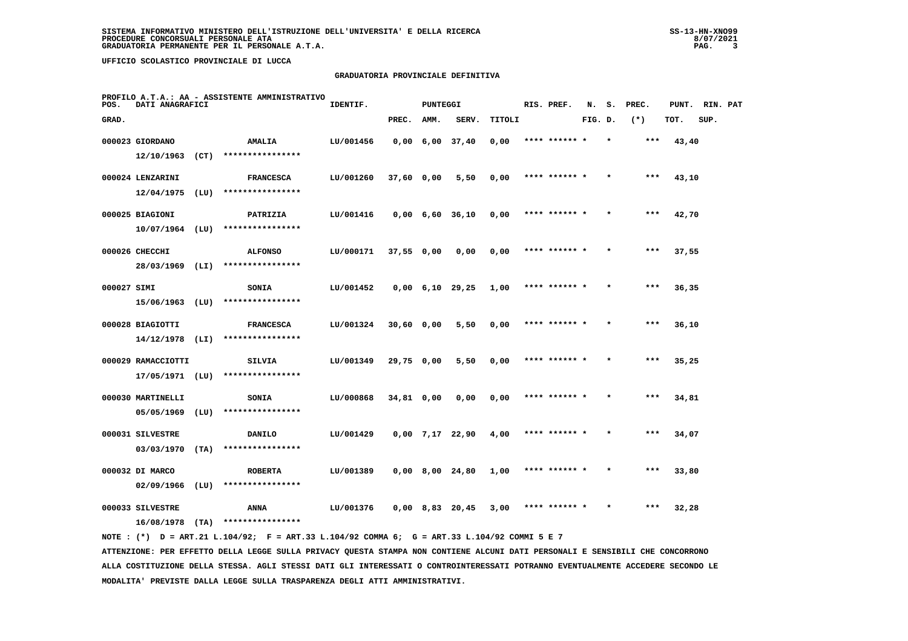SISTEMA INFORMATIVO MINISTERO DELL'ISTRUZIONE DELL'UNIVERSITA' E DELLA RICERCA
PROCEDURE CONCORSUALI PERSONALE ATA
GRADUATORIA PERMANENTE PER IL PERSONALE A.T.A.

UFFICIO SCOLASTICO PROVINCIALE DI LUCCA

## GRADUATORIA PROVINCIALE DEFINITIVA

PROFILO A.T.A.: AA - ASSISTENTE AMMINISTRATIVO

| POS. GRAD. | DATI ANAGRAFICI | | IDENTIF. | PUNTEGGI PREC. | AMM. | SERV. | TITOLI | RIS. PREF. | N. FIG. | S. D. | PREC. (*) | PUNT. TOT. | RIN. SUP. | PAT |
|---|---|---|---|---|---|---|---|---|---|---|---|---|---|---|
| 000023 | GIORDANO 12/10/1963 (CT) | AMALIA **************** | LU/001456 | 0,00 | 6,00 | 37,40 | 0,00 | **** ****** * | | * | *** | 43,40 | | |
| 000024 | LENZARINI 12/04/1975 (LU) | FRANCESCA **************** | LU/001260 | 37,60 | 0,00 | 5,50 | 0,00 | **** ****** * | | * | *** | 43,10 | | |
| 000025 | BIAGIONI 10/07/1964 (LU) | PATRIZIA **************** | LU/001416 | 0,00 | 6,60 | 36,10 | 0,00 | **** ****** * | | * | *** | 42,70 | | |
| 000026 | CHECCHI 28/03/1969 (LI) | ALFONSO **************** | LU/000171 | 37,55 | 0,00 | 0,00 | 0,00 | **** ****** * | | * | *** | 37,55 | | |
| 000027 | SIMI 15/06/1963 (LU) | SONIA **************** | LU/001452 | 0,00 | 6,10 | 29,25 | 1,00 | **** ****** * | | * | *** | 36,35 | | |
| 000028 | BIAGIOTTI 14/12/1978 (LI) | FRANCESCA **************** | LU/001324 | 30,60 | 0,00 | 5,50 | 0,00 | **** ****** * | | * | *** | 36,10 | | |
| 000029 | RAMACCIOTTI 17/05/1971 (LU) | SILVIA **************** | LU/001349 | 29,75 | 0,00 | 5,50 | 0,00 | **** ****** * | | * | *** | 35,25 | | |
| 000030 | MARTINELLI 05/05/1969 (LU) | SONIA **************** | LU/000868 | 34,81 | 0,00 | 0,00 | 0,00 | **** ****** * | | * | *** | 34,81 | | |
| 000031 | SILVESTRE 03/03/1970 (TA) | DANILO **************** | LU/001429 | 0,00 | 7,17 | 22,90 | 4,00 | **** ****** * | | * | *** | 34,07 | | |
| 000032 | DI MARCO 02/09/1966 (LU) | ROBERTA **************** | LU/001389 | 0,00 | 8,00 | 24,80 | 1,00 | **** ****** * | | * | *** | 33,80 | | |
| 000033 | SILVESTRE 16/08/1978 (TA) | ANNA **************** | LU/001376 | 0,00 | 8,83 | 20,45 | 3,00 | **** ****** * | | * | *** | 32,28 | | |

NOTE : (*) D = ART.21 L.104/92; F = ART.33 L.104/92 COMMA 6; G = ART.33 L.104/92 COMMI 5 E 7

ATTENZIONE: PER EFFETTO DELLA LEGGE SULLA PRIVACY QUESTA STAMPA NON CONTIENE ALCUNI DATI PERSONALI E SENSIBILI CHE CONCORRONO ALLA COSTITUZIONE DELLA STESSA. AGLI STESSI DATI GLI INTERESSATI O CONTROINTERESSATI POTRANNO EVENTUALMENTE ACCEDERE SECONDO LE MODALITA' PREVISTE DALLA LEGGE SULLA TRASPARENZA DEGLI ATTI AMMINISTRATIVI.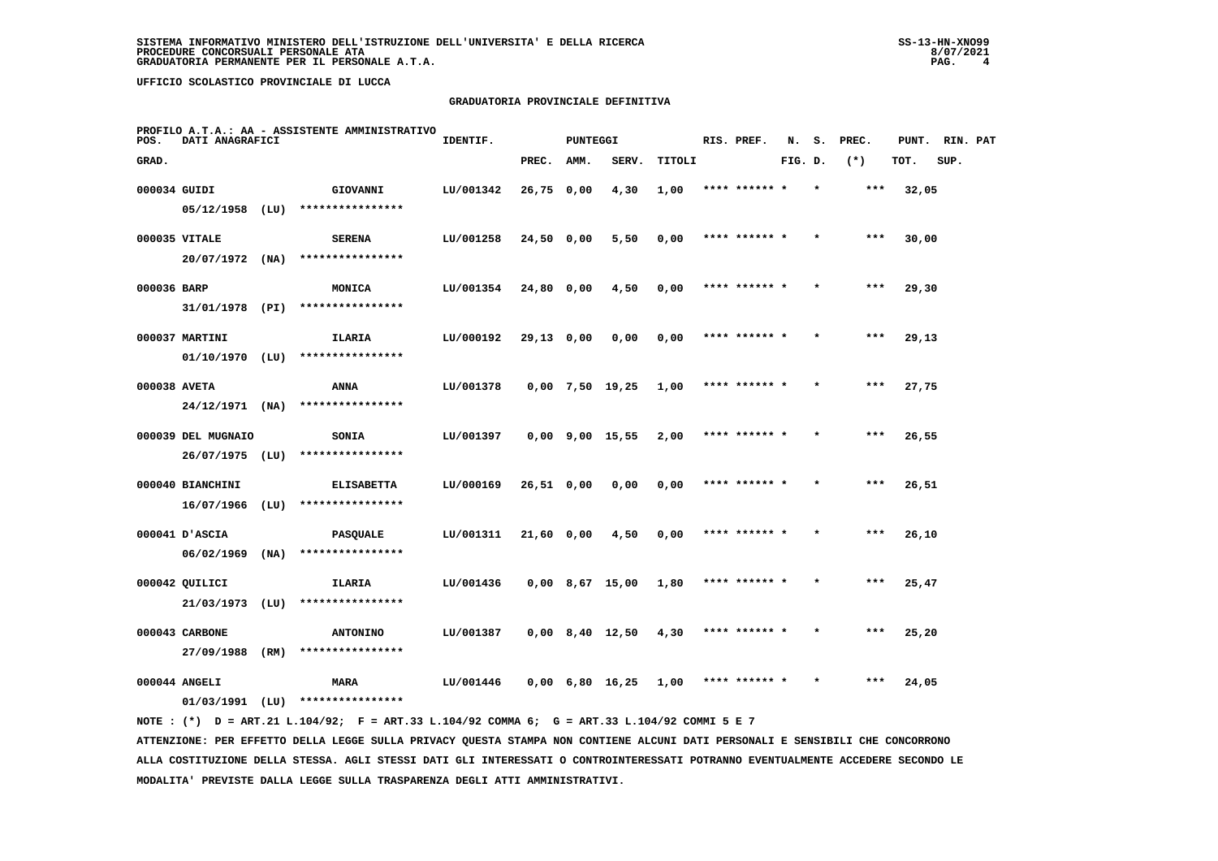**SISTEMA INFORMATIVO MINISTERO DELL'ISTRUZIONE DELL'UNIVERSITA' E DELLA RICERCA**
**PROCEDURE CONCORSUALI PERSONALE ATA**
**GRADUATORIA PERMANENTE PER IL PERSONALE A.T.A.**

**UFFICIO SCOLASTICO PROVINCIALE DI LUCCA**

**GRADUATORIA PROVINCIALE DEFINITIVA**

**PROFILO A.T.A.: AA - ASSISTENTE AMMINISTRATIVO**

| POS. GRAD. | DATI ANAGRAFICI | | IDENTIF. | PUNTEGGI PREC. | AMM. | SERV. | TITOLI | RIS. PREF. | N. FIG. | S. D. | PREC. (*) | PUNT. TOT. | RIN. SUP. | PAT |
|---|---|---|---|---|---|---|---|---|---|---|---|---|---|---|
| 000034 | GUIDI 05/12/1958 (LU) | GIOVANNI **************** | LU/001342 | 26,75 | 0,00 | 4,30 | 1,00 | **** ****** * | | * | *** | 32,05 | | |
| 000035 | VITALE 20/07/1972 (NA) | SERENA **************** | LU/001258 | 24,50 | 0,00 | 5,50 | 0,00 | **** ****** * | | * | *** | 30,00 | | |
| 000036 | BARP 31/01/1978 (PI) | MONICA **************** | LU/001354 | 24,80 | 0,00 | 4,50 | 0,00 | **** ****** * | | * | *** | 29,30 | | |
| 000037 | MARTINI 01/10/1970 (LU) | ILARIA **************** | LU/000192 | 29,13 | 0,00 | 0,00 | 0,00 | **** ****** * | | * | *** | 29,13 | | |
| 000038 | AVETA 24/12/1971 (NA) | ANNA **************** | LU/001378 | 0,00 | 7,50 | 19,25 | 1,00 | **** ****** * | | * | *** | 27,75 | | |
| 000039 | DEL MUGNAIO 26/07/1975 (LU) | SONIA **************** | LU/001397 | 0,00 | 9,00 | 15,55 | 2,00 | **** ****** * | | * | *** | 26,55 | | |
| 000040 | BIANCHINI 16/07/1966 (LU) | ELISABETTA **************** | LU/000169 | 26,51 | 0,00 | 0,00 | 0,00 | **** ****** * | | * | *** | 26,51 | | |
| 000041 | D'ASCIA 06/02/1969 (NA) | PASQUALE **************** | LU/001311 | 21,60 | 0,00 | 4,50 | 0,00 | **** ****** * | | * | *** | 26,10 | | |
| 000042 | QUILICI 21/03/1973 (LU) | ILARIA **************** | LU/001436 | 0,00 | 8,67 | 15,00 | 1,80 | **** ****** * | | * | *** | 25,47 | | |
| 000043 | CARBONE 27/09/1988 (RM) | ANTONINO **************** | LU/001387 | 0,00 | 8,40 | 12,50 | 4,30 | **** ****** * | | * | *** | 25,20 | | |
| 000044 | ANGELI 01/03/1991 (LU) | MARA **************** | LU/001446 | 0,00 | 6,80 | 16,25 | 1,00 | **** ****** * | | * | *** | 24,05 | | |

NOTE : (*) D = ART.21 L.104/92; F = ART.33 L.104/92 COMMA 6; G = ART.33 L.104/92 COMMI 5 E 7

ATTENZIONE: PER EFFETTO DELLA LEGGE SULLA PRIVACY QUESTA STAMPA NON CONTIENE ALCUNI DATI PERSONALI E SENSIBILI CHE CONCORRONO ALLA COSTITUZIONE DELLA STESSA. AGLI STESSI DATI GLI INTERESSATI O CONTROINTERESSATI POTRANNO EVENTUALMENTE ACCEDERE SECONDO LE MODALITA' PREVISTE DALLA LEGGE SULLA TRASPARENZA DEGLI ATTI AMMINISTRATIVI.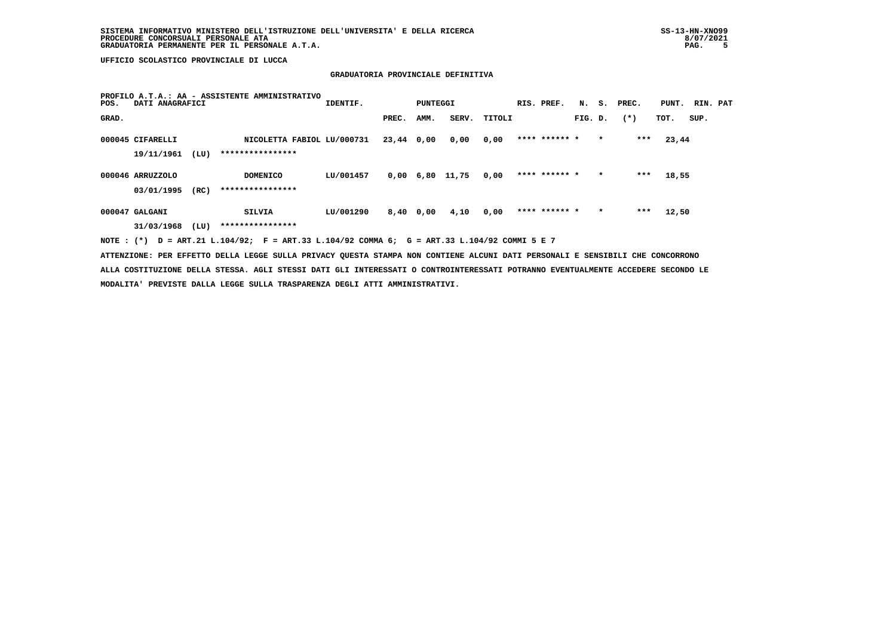**SISTEMA INFORMATIVO MINISTERO DELL'ISTRUZIONE DELL'UNIVERSITA' E DELLA RICERCA**
**PROCEDURE CONCORSUALI PERSONALE ATA**
**GRADUATORIA PERMANENTE PER IL PERSONALE A.T.A.**

SS-13-HN-XNO99
8/07/2021

**UFFICIO SCOLASTICO PROVINCIALE DI LUCCA**

## GRADUATORIA PROVINCIALE DEFINITIVA

PROFILO A.T.A.: AA - ASSISTENTE AMMINISTRATIVO

| POS. GRAD. | DATI ANAGRAFICI | | IDENTIF. | PUNTEGGI PREC. | AMM. | SERV. | TITOLI | RIS. | PREF. | N. FIG. | S. D. | PREC. (*) | PUNT. TOT. | RIN. SUP. | PAT |
|---|---|---|---|---|---|---|---|---|---|---|---|---|---|---|---|
| 000045 | CIFARELLI | NICOLETTA FABIOL | LU/000731 | 23,44 | 0,00 | 0,00 | 0,00 | **** | ****** | * | * | *** | 23,44 | | |
| | 19/11/1961 (LU) | **************** | | | | | | | | | | | | | |
| 000046 | ARRUZZOLO | DOMENICO | LU/001457 | 0,00 | 6,80 | 11,75 | 0,00 | **** | ****** | * | * | *** | 18,55 | | |
| | 03/01/1995 (RC) | **************** | | | | | | | | | | | | | |
| 000047 | GALGANI | SILVIA | LU/001290 | 8,40 | 0,00 | 4,10 | 0,00 | **** | ****** | * | * | *** | 12,50 | | |
| | 31/03/1968 (LU) | **************** | | | | | | | | | | | | | |

NOTE : (*) D = ART.21 L.104/92; F = ART.33 L.104/92 COMMA 6; G = ART.33 L.104/92 COMMI 5 E 7

ATTENZIONE: PER EFFETTO DELLA LEGGE SULLA PRIVACY QUESTA STAMPA NON CONTIENE ALCUNI DATI PERSONALI E SENSIBILI CHE CONCORRONO ALLA COSTITUZIONE DELLA STESSA. AGLI STESSI DATI GLI INTERESSATI O CONTROINTERESSATI POTRANNO EVENTUALMENTE ACCEDERE SECONDO LE MODALITA' PREVISTE DALLA LEGGE SULLA TRASPARENZA DEGLI ATTI AMMINISTRATIVI.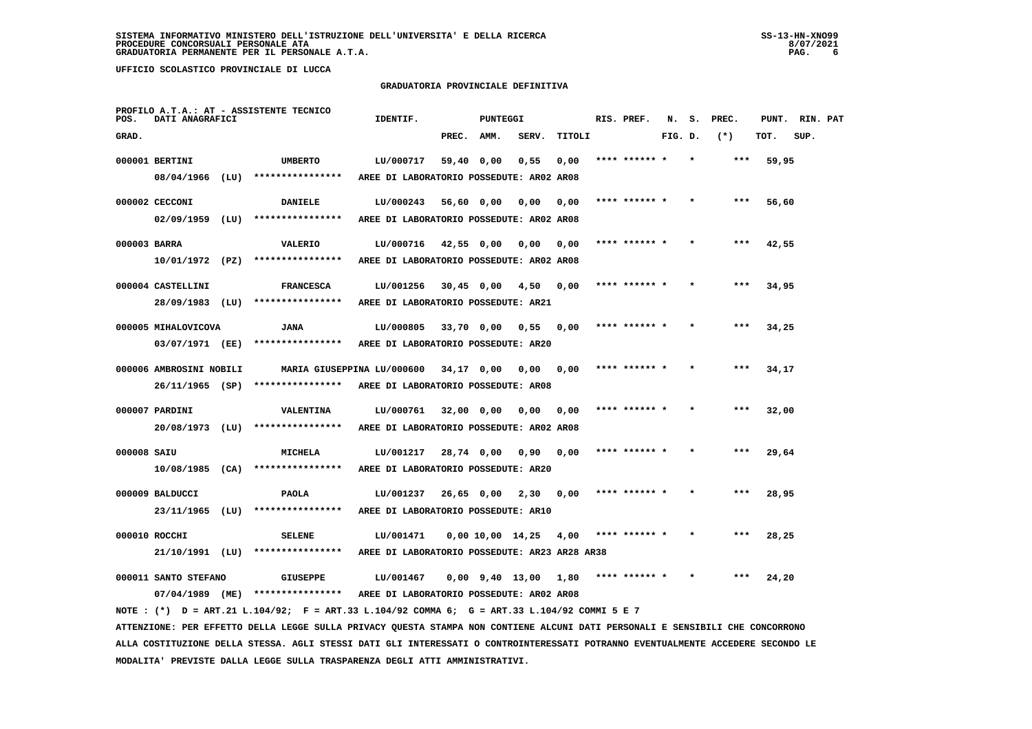SISTEMA INFORMATIVO MINISTERO DELL'ISTRUZIONE DELL'UNIVERSITA' E DELLA RICERCA
PROCEDURE CONCORSUALI PERSONALE ATA
GRADUATORIA PERMANENTE PER IL PERSONALE A.T.A.

UFFICIO SCOLASTICO PROVINCIALE DI LUCCA

## GRADUATORIA PROVINCIALE DEFINITIVA

PROFILO A.T.A.: AT - ASSISTENTE TECNICO

| POS. GRAD. | DATI ANAGRAFICI | | IDENTIF. | PUNTEGGI PREC. | AMM. | SERV. | TITOLI | RIS. PREF. | N. FIG. | S. D. | PREC. (*) | PUNT. TOT. | RIN. SUP. | PAT |
|---|---|---|---|---|---|---|---|---|---|---|---|---|---|---|
| 000001 | BERTINI | UMBERTO | LU/000717 | 59,40 | 0,00 | 0,55 | 0,00 | **** ****** * | | * | *** | 59,95 | | |
| | 08/04/1966 (LU) | **************** | AREE DI LABORATORIO POSSEDUTE: AR02 AR08 | | | | | | | | | | | |
| 000002 | CECCONI | DANIELE | LU/000243 | 56,60 | 0,00 | 0,00 | 0,00 | **** ****** * | | * | *** | 56,60 | | |
| | 02/09/1959 (LU) | **************** | AREE DI LABORATORIO POSSEDUTE: AR02 AR08 | | | | | | | | | | | |
| 000003 | BARRA | VALERIO | LU/000716 | 42,55 | 0,00 | 0,00 | 0,00 | **** ****** * | | * | *** | 42,55 | | |
| | 10/01/1972 (PZ) | **************** | AREE DI LABORATORIO POSSEDUTE: AR02 AR08 | | | | | | | | | | | |
| 000004 | CASTELLINI | FRANCESCA | LU/001256 | 30,45 | 0,00 | 4,50 | 0,00 | **** ****** * | | * | *** | 34,95 | | |
| | 28/09/1983 (LU) | **************** | AREE DI LABORATORIO POSSEDUTE: AR21 | | | | | | | | | | | |
| 000005 | MIHALOVICOVA | JANA | LU/000805 | 33,70 | 0,00 | 0,55 | 0,00 | **** ****** * | | * | *** | 34,25 | | |
| | 03/07/1971 (EE) | **************** | AREE DI LABORATORIO POSSEDUTE: AR20 | | | | | | | | | | | |
| 000006 | AMBROSINI NOBILI | MARIA GIUSEPPINA | LU/000600 | 34,17 | 0,00 | 0,00 | 0,00 | **** ****** * | | * | *** | 34,17 | | |
| | 26/11/1965 (SP) | **************** | AREE DI LABORATORIO POSSEDUTE: AR08 | | | | | | | | | | | |
| 000007 | PARDINI | VALENTINA | LU/000761 | 32,00 | 0,00 | 0,00 | 0,00 | **** ****** * | | * | *** | 32,00 | | |
| | 20/08/1973 (LU) | **************** | AREE DI LABORATORIO POSSEDUTE: AR02 AR08 | | | | | | | | | | | |
| 000008 | SAIU | MICHELA | LU/001217 | 28,74 | 0,00 | 0,90 | 0,00 | **** ****** * | | * | *** | 29,64 | | |
| | 10/08/1985 (CA) | **************** | AREE DI LABORATORIO POSSEDUTE: AR20 | | | | | | | | | | | |
| 000009 | BALDUCCI | PAOLA | LU/001237 | 26,65 | 0,00 | 2,30 | 0,00 | **** ****** * | | * | *** | 28,95 | | |
| | 23/11/1965 (LU) | **************** | AREE DI LABORATORIO POSSEDUTE: AR10 | | | | | | | | | | | |
| 000010 | ROCCHI | SELENE | LU/001471 | 0,00 | 10,00 | 14,25 | 4,00 | **** ****** * | | * | *** | 28,25 | | |
| | 21/10/1991 (LU) | **************** | AREE DI LABORATORIO POSSEDUTE: AR23 AR28 AR38 | | | | | | | | | | | |
| 000011 | SANTO STEFANO | GIUSEPPE | LU/001467 | 0,00 | 9,40 | 13,00 | 1,80 | **** ****** * | | * | *** | 24,20 | | |
| | 07/04/1989 (ME) | **************** | AREE DI LABORATORIO POSSEDUTE: AR02 AR08 | | | | | | | | | | | |

NOTE : (*) D = ART.21 L.104/92; F = ART.33 L.104/92 COMMA 6; G = ART.33 L.104/92 COMMI 5 E 7

ATTENZIONE: PER EFFETTO DELLA LEGGE SULLA PRIVACY QUESTA STAMPA NON CONTIENE ALCUNI DATI PERSONALI E SENSIBILI CHE CONCORRONO ALLA COSTITUZIONE DELLA STESSA. AGLI STESSI DATI GLI INTERESSATI O CONTROINTERESSATI POTRANNO EVENTUALMENTE ACCEDERE SECONDO LE MODALITA' PREVISTE DALLA LEGGE SULLA TRASPARENZA DEGLI ATTI AMMINISTRATIVI.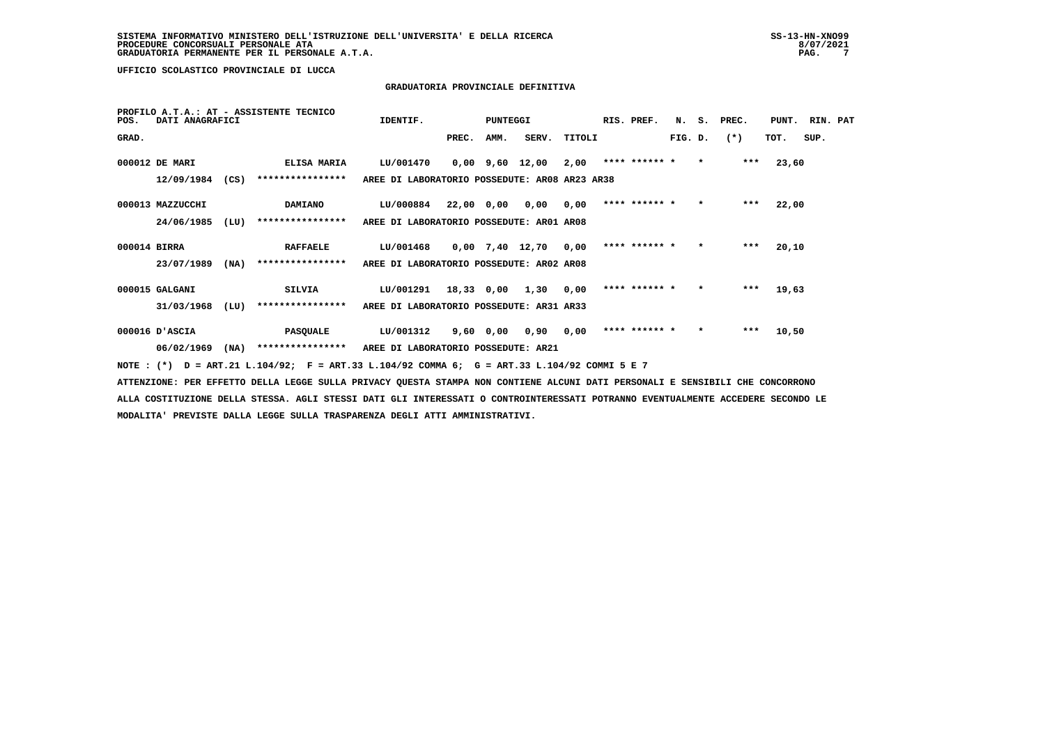UFFICIO SCOLASTICO PROVINCIALE DI LUCCA

## GRADUATORIA PROVINCIALE DEFINITIVA

PROFILO A.T.A.: AT - ASSISTENTE TECNICO

| POS. GRAD. | DATI ANAGRAFICI | | IDENTIF. | PUNTEGGI PREC. | AMM. | SERV. | TITOLI | RIS. PREF. | N. FIG. | S. D. | PREC. (*) | PUNT. TOT. | RIN. SUP. | PAT |
|---|---|---|---|---|---|---|---|---|---|---|---|---|---|---|
| 000012 | DE MARI | ELISA MARIA | LU/001470 | 0,00 | 9,60 | 12,00 | 2,00 | **** ****** | * | * | *** | 23,60 | | |
| | 12/09/1984 (CS) | **************** | AREE DI LABORATORIO POSSEDUTE: AR08 AR23 AR38 | | | | | | | | | | | |
| 000013 | MAZZUCCHI | DAMIANO | LU/000884 | 22,00 | 0,00 | 0,00 | 0,00 | **** ****** | * | * | *** | 22,00 | | |
| | 24/06/1985 (LU) | **************** | AREE DI LABORATORIO POSSEDUTE: AR01 AR08 | | | | | | | | | | | |
| 000014 | BIRRA | RAFFAELE | LU/001468 | 0,00 | 7,40 | 12,70 | 0,00 | **** ****** | * | * | *** | 20,10 | | |
| | 23/07/1989 (NA) | **************** | AREE DI LABORATORIO POSSEDUTE: AR02 AR08 | | | | | | | | | | | |
| 000015 | GALGANI | SILVIA | LU/001291 | 18,33 | 0,00 | 1,30 | 0,00 | **** ****** | * | * | *** | 19,63 | | |
| | 31/03/1968 (LU) | **************** | AREE DI LABORATORIO POSSEDUTE: AR31 AR33 | | | | | | | | | | | |
| 000016 | D'ASCIA | PASQUALE | LU/001312 | 9,60 | 0,00 | 0,90 | 0,00 | **** ****** | * | * | *** | 10,50 | | |
| | 06/02/1969 (NA) | **************** | AREE DI LABORATORIO POSSEDUTE: AR21 | | | | | | | | | | | |

NOTE : (*) D = ART.21 L.104/92; F = ART.33 L.104/92 COMMA 6; G = ART.33 L.104/92 COMMI 5 E 7

ATTENZIONE: PER EFFETTO DELLA LEGGE SULLA PRIVACY QUESTA STAMPA NON CONTIENE ALCUNI DATI PERSONALI E SENSIBILI CHE CONCORRONO ALLA COSTITUZIONE DELLA STESSA. AGLI STESSI DATI GLI INTERESSATI O CONTROINTERESSATI POTRANNO EVENTUALMENTE ACCEDERE SECONDO LE MODALITA' PREVISTE DALLA LEGGE SULLA TRASPARENZA DEGLI ATTI AMMINISTRATIVI.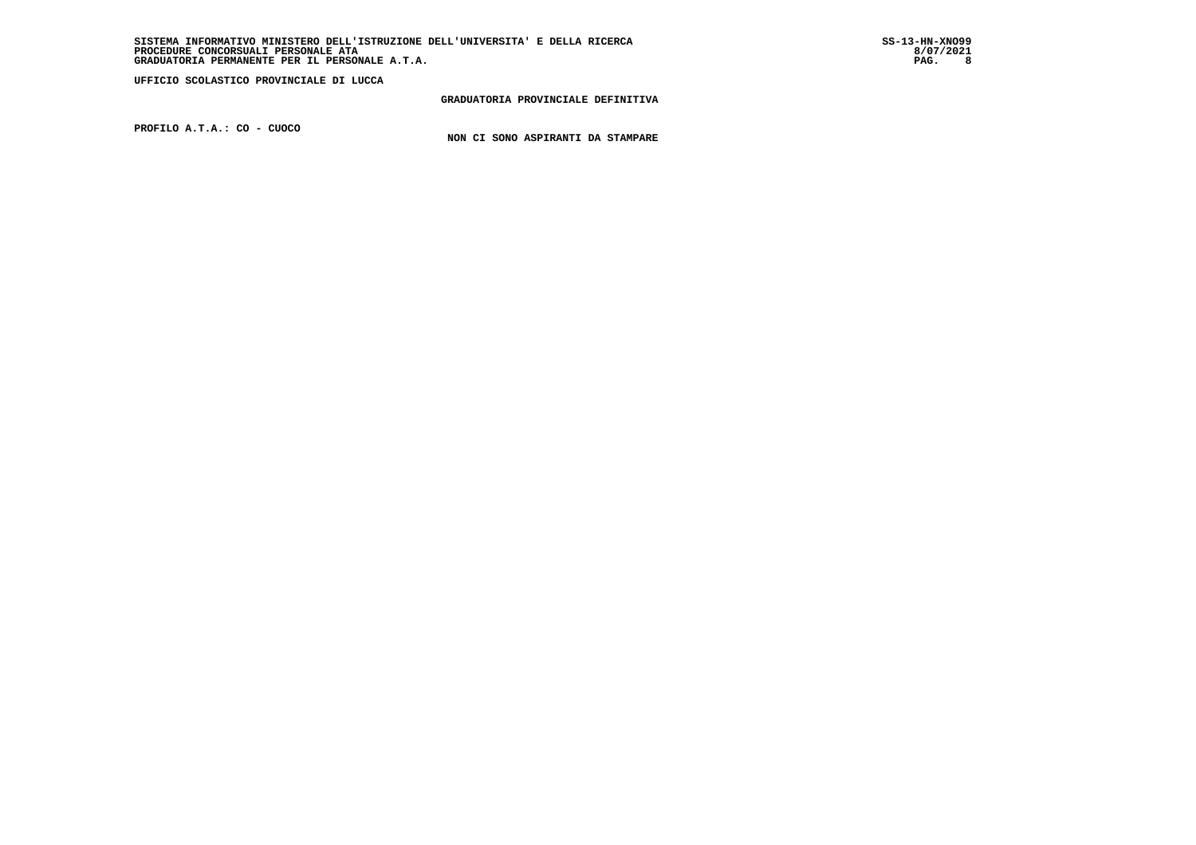SISTEMA INFORMATIVO MINISTERO DELL'ISTRUZIONE DELL'UNIVERSITA' E DELLA RICERCA
PROCEDURE CONCORSUALI PERSONALE ATA
GRADUATORIA PERMANENTE PER IL PERSONALE A.T.A.

SS-13-HN-XNO99
8/07/2021

**UFFICIO SCOLASTICO PROVINCIALE DI LUCCA**

**GRADUATORIA PROVINCIALE DEFINITIVA**

**PROFILO A.T.A.: CO - CUOCO**

NON CI SONO ASPIRANTI DA STAMPARE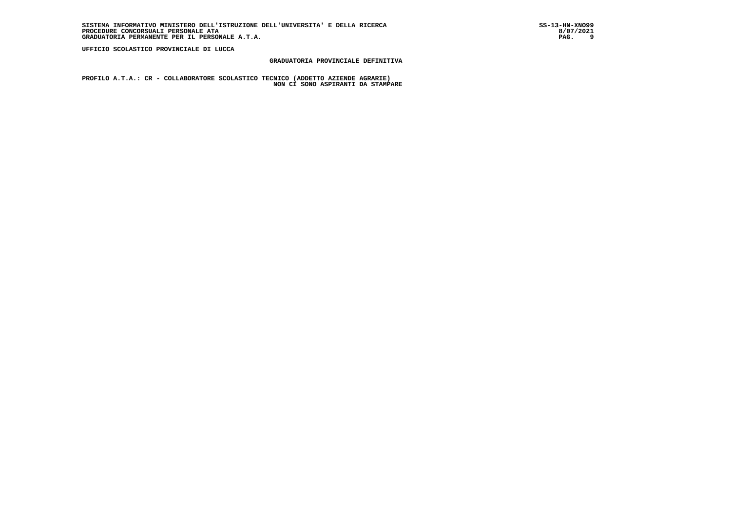**UFFICIO SCOLASTICO PROVINCIALE DI LUCCA**

## GRADUATORIA PROVINCIALE DEFINITIVA

**PROFILO A.T.A.: CR - COLLABORATORE SCOLASTICO TECNICO (ADDETTO AZIENDE AGRARIE)**

**NON CI SONO ASPIRANTI DA STAMPARE**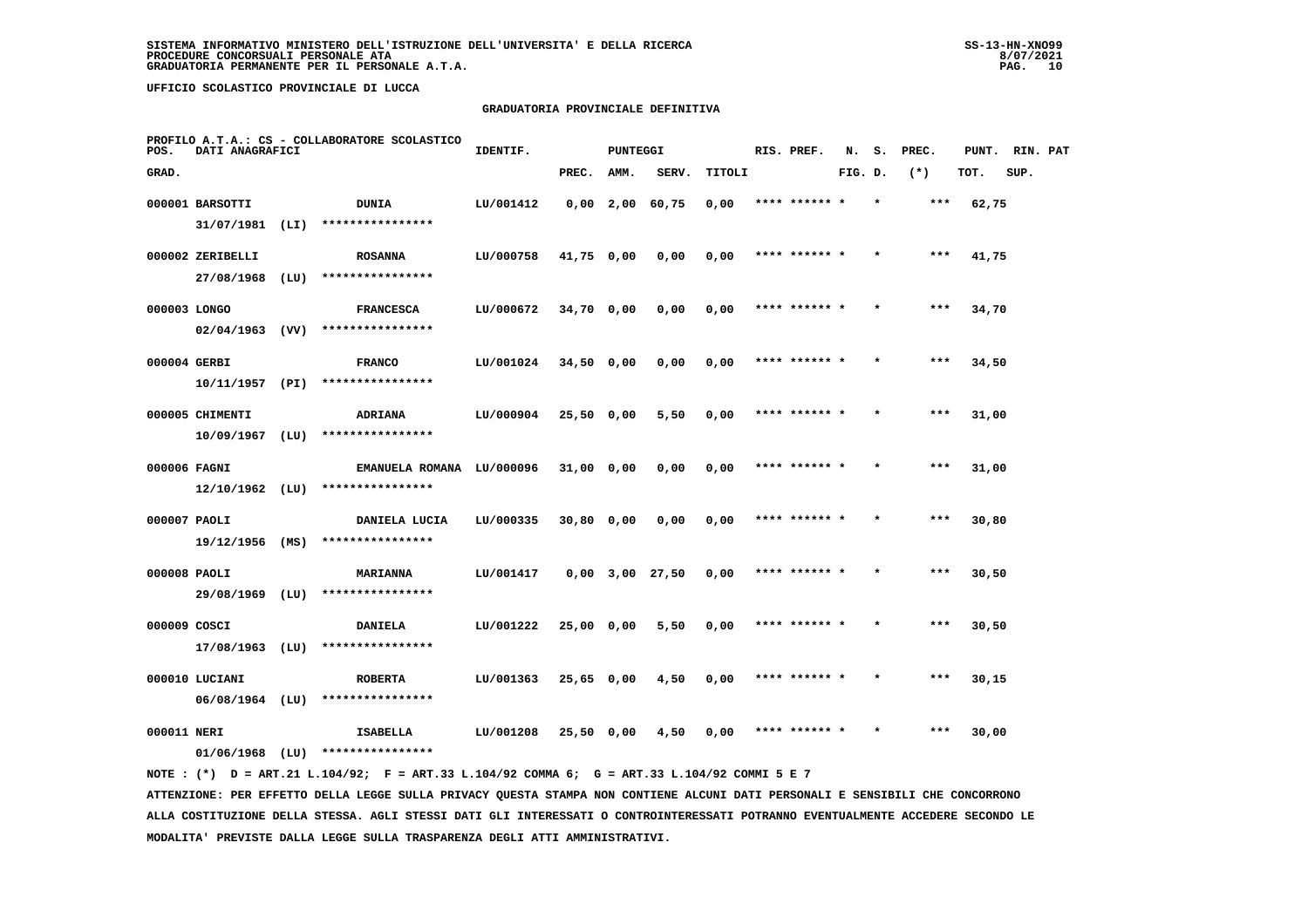SISTEMA INFORMATIVO MINISTERO DELL'ISTRUZIONE DELL'UNIVERSITA' E DELLA RICERCA
PROCEDURE CONCORSUALI PERSONALE ATA
GRADUATORIA PERMANENTE PER IL PERSONALE A.T.A.

UFFICIO SCOLASTICO PROVINCIALE DI LUCCA

GRADUATORIA PROVINCIALE DEFINITIVA

PROFILO A.T.A.: CS - COLLABORATORE SCOLASTICO

| POS. GRAD. | DATI ANAGRAFICI | | IDENTIF. | PUNTEGGI PREC. | AMM. | SERV. | TITOLI | RIS. PREF. | N. FIG. | S. D. | PREC. (*) | PUNT. TOT. | RIN. SUP. | PAT |
|---|---|---|---|---|---|---|---|---|---|---|---|---|---|---|
| 000001 | BARSOTTI 31/07/1981 (LI) | DUNIA **************** | LU/001412 | 0,00 | 2,00 | 60,75 | 0,00 | **** ****** | * | * | *** | 62,75 | | |
| 000002 | ZERIBELLI 27/08/1968 (LU) | ROSANNA **************** | LU/000758 | 41,75 | 0,00 | 0,00 | 0,00 | **** ****** | * | * | *** | 41,75 | | |
| 000003 | LONGO 02/04/1963 (VV) | FRANCESCA **************** | LU/000672 | 34,70 | 0,00 | 0,00 | 0,00 | **** ****** | * | * | *** | 34,70 | | |
| 000004 | GERBI 10/11/1957 (PI) | FRANCO **************** | LU/001024 | 34,50 | 0,00 | 0,00 | 0,00 | **** ****** | * | * | *** | 34,50 | | |
| 000005 | CHIMENTI 10/09/1967 (LU) | ADRIANA **************** | LU/000904 | 25,50 | 0,00 | 5,50 | 0,00 | **** ****** | * | * | *** | 31,00 | | |
| 000006 | FAGNI 12/10/1962 (LU) | EMANUELA ROMANA **************** | LU/000096 | 31,00 | 0,00 | 0,00 | 0,00 | **** ****** | * | * | *** | 31,00 | | |
| 000007 | PAOLI 19/12/1956 (MS) | DANIELA LUCIA **************** | LU/000335 | 30,80 | 0,00 | 0,00 | 0,00 | **** ****** | * | * | *** | 30,80 | | |
| 000008 | PAOLI 29/08/1969 (LU) | MARIANNA **************** | LU/001417 | 0,00 | 3,00 | 27,50 | 0,00 | **** ****** | * | * | *** | 30,50 | | |
| 000009 | COSCI 17/08/1963 (LU) | DANIELA **************** | LU/001222 | 25,00 | 0,00 | 5,50 | 0,00 | **** ****** | * | * | *** | 30,50 | | |
| 000010 | LUCIANI 06/08/1964 (LU) | ROBERTA **************** | LU/001363 | 25,65 | 0,00 | 4,50 | 0,00 | **** ****** | * | * | *** | 30,15 | | |
| 000011 | NERI 01/06/1968 (LU) | ISABELLA **************** | LU/001208 | 25,50 | 0,00 | 4,50 | 0,00 | **** ****** | * | * | *** | 30,00 | | |

NOTE : (*) D = ART.21 L.104/92; F = ART.33 L.104/92 COMMA 6; G = ART.33 L.104/92 COMMI 5 E 7

ATTENZIONE: PER EFFETTO DELLA LEGGE SULLA PRIVACY QUESTA STAMPA NON CONTIENE ALCUNI DATI PERSONALI E SENSIBILI CHE CONCORRONO ALLA COSTITUZIONE DELLA STESSA. AGLI STESSI DATI GLI INTERESSATI O CONTROINTERESSATI POTRANNO EVENTUALMENTE ACCEDERE SECONDO LE MODALITA' PREVISTE DALLA LEGGE SULLA TRASPARENZA DEGLI ATTI AMMINISTRATIVI.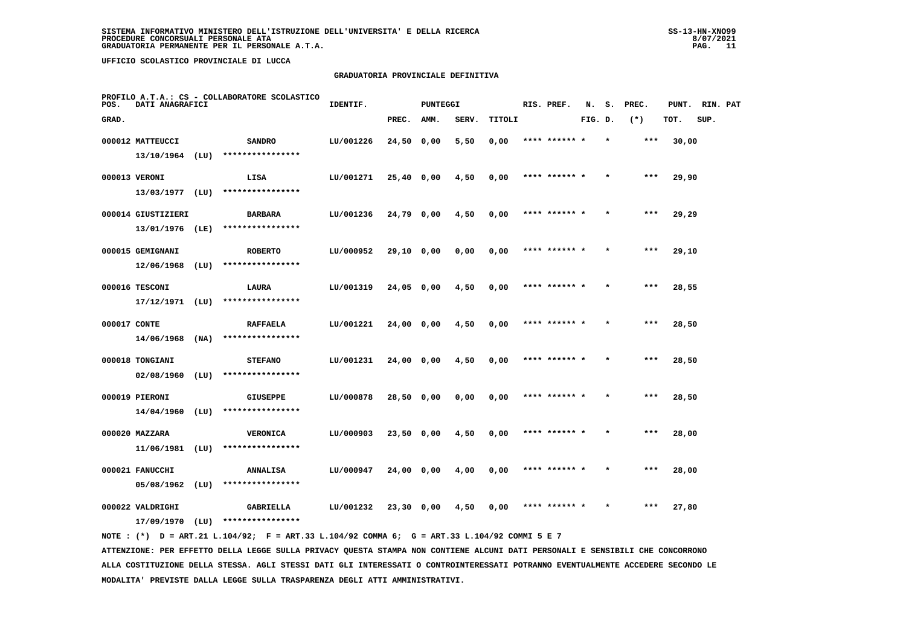SISTEMA INFORMATIVO MINISTERO DELL'ISTRUZIONE DELL'UNIVERSITA' E DELLA RICERCA
PROCEDURE CONCORSUALI PERSONALE ATA
GRADUATORIA PERMANENTE PER IL PERSONALE A.T.A.

UFFICIO SCOLASTICO PROVINCIALE DI LUCCA

GRADUATORIA PROVINCIALE DEFINITIVA

PROFILO A.T.A.: CS - COLLABORATORE SCOLASTICO

| POS. GRAD. | DATI ANAGRAFICI | | IDENTIF. | PUNTEGGI PREC. | AMM. | SERV. | TITOLI | RIS. PREF. | N. FIG. | S. D. | PREC. (*) | PUNT. TOT. | RIN. SUP. | PAT |
|---|---|---|---|---|---|---|---|---|---|---|---|---|---|---|
| 000012 | MATTEUCCI 13/10/1964 (LU) | SANDRO **************** | LU/001226 | 24,50 | 0,00 | 5,50 | 0,00 | **** ****** * | | * | *** | 30,00 | | |
| 000013 | VERONI 13/03/1977 (LU) | LISA **************** | LU/001271 | 25,40 | 0,00 | 4,50 | 0,00 | **** ****** * | | * | *** | 29,90 | | |
| 000014 | GIUSTIZIERI 13/01/1976 (LE) | BARBARA **************** | LU/001236 | 24,79 | 0,00 | 4,50 | 0,00 | **** ****** * | | * | *** | 29,29 | | |
| 000015 | GEMIGNANI 12/06/1968 (LU) | ROBERTO **************** | LU/000952 | 29,10 | 0,00 | 0,00 | 0,00 | **** ****** * | | * | *** | 29,10 | | |
| 000016 | TESCONI 17/12/1971 (LU) | LAURA **************** | LU/001319 | 24,05 | 0,00 | 4,50 | 0,00 | **** ****** * | | * | *** | 28,55 | | |
| 000017 | CONTE 14/06/1968 (NA) | RAFFAELA **************** | LU/001221 | 24,00 | 0,00 | 4,50 | 0,00 | **** ****** * | | * | *** | 28,50 | | |
| 000018 | TONGIANI 02/08/1960 (LU) | STEFANO **************** | LU/001231 | 24,00 | 0,00 | 4,50 | 0,00 | **** ****** * | | * | *** | 28,50 | | |
| 000019 | PIERONI 14/04/1960 (LU) | GIUSEPPE **************** | LU/000878 | 28,50 | 0,00 | 0,00 | 0,00 | **** ****** * | | * | *** | 28,50 | | |
| 000020 | MAZZARA 11/06/1981 (LU) | VERONICA **************** | LU/000903 | 23,50 | 0,00 | 4,50 | 0,00 | **** ****** * | | * | *** | 28,00 | | |
| 000021 | FANUCCHI 05/08/1962 (LU) | ANNALISA **************** | LU/000947 | 24,00 | 0,00 | 4,00 | 0,00 | **** ****** * | | * | *** | 28,00 | | |
| 000022 | VALDRIGHI 17/09/1970 (LU) | GABRIELLA **************** | LU/001232 | 23,30 | 0,00 | 4,50 | 0,00 | **** ****** * | | * | *** | 27,80 | | |

NOTE : (*) D = ART.21 L.104/92; F = ART.33 L.104/92 COMMA 6; G = ART.33 L.104/92 COMMI 5 E 7

ATTENZIONE: PER EFFETTO DELLA LEGGE SULLA PRIVACY QUESTA STAMPA NON CONTIENE ALCUNI DATI PERSONALI E SENSIBILI CHE CONCORRONO ALLA COSTITUZIONE DELLA STESSA. AGLI STESSI DATI GLI INTERESSATI O CONTROINTERESSATI POTRANNO EVENTUALMENTE ACCEDERE SECONDO LE MODALITA' PREVISTE DALLA LEGGE SULLA TRASPARENZA DEGLI ATTI AMMINISTRATIVI.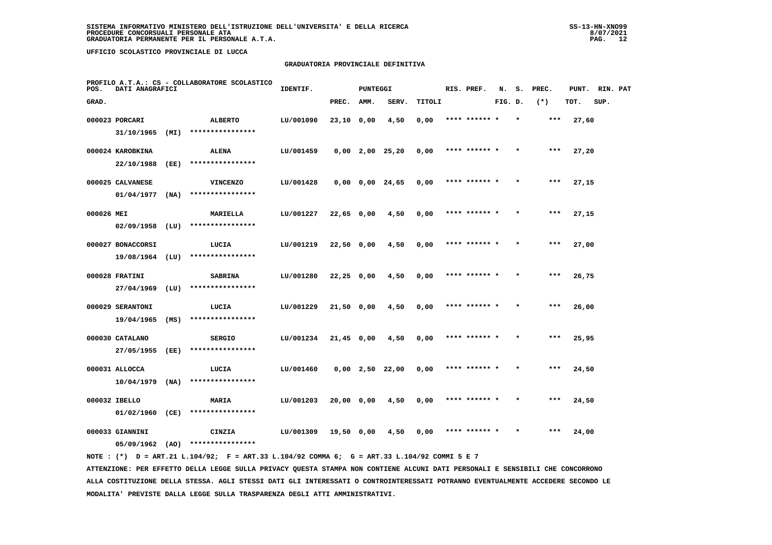SISTEMA INFORMATIVO MINISTERO DELL'ISTRUZIONE DELL'UNIVERSITA' E DELLA RICERCA
PROCEDURE CONCORSUALI PERSONALE ATA
GRADUATORIA PERMANENTE PER IL PERSONALE A.T.A.

UFFICIO SCOLASTICO PROVINCIALE DI LUCCA

## GRADUATORIA PROVINCIALE DEFINITIVA

PROFILO A.T.A.: CS - COLLABORATORE SCOLASTICO

| POS. GRAD. | DATI ANAGRAFICI | | IDENTIF. | PUNTEGGI PREC. | AMM. | SERV. | TITOLI | RIS. PREF. | N. FIG. | S. D. | PREC. (*) | PUNT. TOT. | RIN. SUP. | PAT |
|---|---|---|---|---|---|---|---|---|---|---|---|---|---|---|
| 000023 | PORCARI 31/10/1965 (MI) | ALBERTO **************** | LU/001090 | 23,10 | 0,00 | 4,50 | 0,00 | **** ****** * | | * | *** | 27,60 | | |
| 000024 | KAROBKINA 22/10/1988 (EE) | ALENA **************** | LU/001459 | 0,00 | 2,00 | 25,20 | 0,00 | **** ****** * | | * | *** | 27,20 | | |
| 000025 | CALVANESE 01/04/1977 (NA) | VINCENZO **************** | LU/001428 | 0,00 | 0,00 | 24,65 | 0,00 | **** ****** * | | * | *** | 27,15 | | |
| 000026 | MEI 02/09/1958 (LU) | MARIELLA **************** | LU/001227 | 22,65 | 0,00 | 4,50 | 0,00 | **** ****** * | | * | *** | 27,15 | | |
| 000027 | BONACCORSI 19/08/1964 (LU) | LUCIA **************** | LU/001219 | 22,50 | 0,00 | 4,50 | 0,00 | **** ****** * | | * | *** | 27,00 | | |
| 000028 | FRATINI 27/04/1969 (LU) | SABRINA **************** | LU/001280 | 22,25 | 0,00 | 4,50 | 0,00 | **** ****** * | | * | *** | 26,75 | | |
| 000029 | SERANTONI 19/04/1965 (MS) | LUCIA **************** | LU/001229 | 21,50 | 0,00 | 4,50 | 0,00 | **** ****** * | | * | *** | 26,00 | | |
| 000030 | CATALANO 27/05/1955 (EE) | SERGIO **************** | LU/001234 | 21,45 | 0,00 | 4,50 | 0,00 | **** ****** * | | * | *** | 25,95 | | |
| 000031 | ALLOCCA 10/04/1979 (NA) | LUCIA **************** | LU/001460 | 0,00 | 2,50 | 22,00 | 0,00 | **** ****** * | | * | *** | 24,50 | | |
| 000032 | IBELLO 01/02/1960 (CE) | MARIA **************** | LU/001203 | 20,00 | 0,00 | 4,50 | 0,00 | **** ****** * | | * | *** | 24,50 | | |
| 000033 | GIANNINI 05/09/1962 (AO) | CINZIA **************** | LU/001309 | 19,50 | 0,00 | 4,50 | 0,00 | **** ****** * | | * | *** | 24,00 | | |

NOTE : (*) D = ART.21 L.104/92; F = ART.33 L.104/92 COMMA 6; G = ART.33 L.104/92 COMMI 5 E 7

ATTENZIONE: PER EFFETTO DELLA LEGGE SULLA PRIVACY QUESTA STAMPA NON CONTIENE ALCUNI DATI PERSONALI E SENSIBILI CHE CONCORRONO ALLA COSTITUZIONE DELLA STESSA. AGLI STESSI DATI GLI INTERESSATI O CONTROINTERESSATI POTRANNO EVENTUALMENTE ACCEDERE SECONDO LE MODALITA' PREVISTE DALLA LEGGE SULLA TRASPARENZA DEGLI ATTI AMMINISTRATIVI.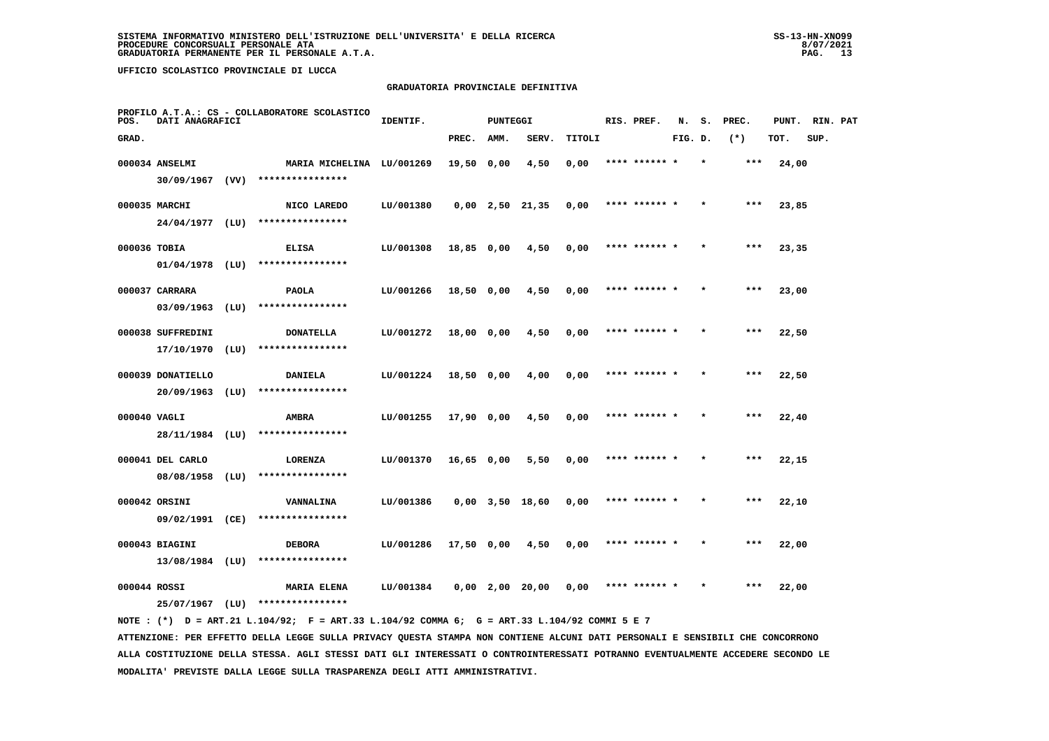SISTEMA INFORMATIVO MINISTERO DELL'ISTRUZIONE DELL'UNIVERSITA' E DELLA RICERCA
PROCEDURE CONCORSUALI PERSONALE ATA
GRADUATORIA PERMANENTE PER IL PERSONALE A.T.A.

UFFICIO SCOLASTICO PROVINCIALE DI LUCCA

## GRADUATORIA PROVINCIALE DEFINITIVA

PROFILO A.T.A.: CS - COLLABORATORE SCOLASTICO

| POS. GRAD. | DATI ANAGRAFICI | | IDENTIF. | PUNTEGGI PREC. | AMM. | SERV. | TITOLI | RIS. PREF. | N. FIG. | S. D. | PREC. (*) | PUNT. TOT. | RIN. SUP. | PAT |
|---|---|---|---|---|---|---|---|---|---|---|---|---|---|---|
| 000034 | ANSELMI 30/09/1967 (VV) | MARIA MICHELINA **************** | LU/001269 | 19,50 | 0,00 | 4,50 | 0,00 | **** ****** * | | * | *** | 24,00 | | |
| 000035 | MARCHI 24/04/1977 (LU) | NICO LAREDO **************** | LU/001380 | 0,00 | 2,50 | 21,35 | 0,00 | **** ****** * | | * | *** | 23,85 | | |
| 000036 | TOBIA 01/04/1978 (LU) | ELISA **************** | LU/001308 | 18,85 | 0,00 | 4,50 | 0,00 | **** ****** * | | * | *** | 23,35 | | |
| 000037 | CARRARA 03/09/1963 (LU) | PAOLA **************** | LU/001266 | 18,50 | 0,00 | 4,50 | 0,00 | **** ****** * | | * | *** | 23,00 | | |
| 000038 | SUFFREDINI 17/10/1970 (LU) | DONATELLA **************** | LU/001272 | 18,00 | 0,00 | 4,50 | 0,00 | **** ****** * | | * | *** | 22,50 | | |
| 000039 | DONATIELLO 20/09/1963 (LU) | DANIELA **************** | LU/001224 | 18,50 | 0,00 | 4,00 | 0,00 | **** ****** * | | * | *** | 22,50 | | |
| 000040 | VAGLI 28/11/1984 (LU) | AMBRA **************** | LU/001255 | 17,90 | 0,00 | 4,50 | 0,00 | **** ****** * | | * | *** | 22,40 | | |
| 000041 | DEL CARLO 08/08/1958 (LU) | LORENZA **************** | LU/001370 | 16,65 | 0,00 | 5,50 | 0,00 | **** ****** * | | * | *** | 22,15 | | |
| 000042 | ORSINI 09/02/1991 (CE) | VANNALINA **************** | LU/001386 | 0,00 | 3,50 | 18,60 | 0,00 | **** ****** * | | * | *** | 22,10 | | |
| 000043 | BIAGINI 13/08/1984 (LU) | DEBORA **************** | LU/001286 | 17,50 | 0,00 | 4,50 | 0,00 | **** ****** * | | * | *** | 22,00 | | |
| 000044 | ROSSI 25/07/1967 (LU) | MARIA ELENA **************** | LU/001384 | 0,00 | 2,00 | 20,00 | 0,00 | **** ****** * | | * | *** | 22,00 | | |

NOTE : (*) D = ART.21 L.104/92; F = ART.33 L.104/92 COMMA 6; G = ART.33 L.104/92 COMMI 5 E 7

ATTENZIONE: PER EFFETTO DELLA LEGGE SULLA PRIVACY QUESTA STAMPA NON CONTIENE ALCUNI DATI PERSONALI E SENSIBILI CHE CONCORRONO ALLA COSTITUZIONE DELLA STESSA. AGLI STESSI DATI GLI INTERESSATI O CONTROINTERESSATI POTRANNO EVENTUALMENTE ACCEDERE SECONDO LE MODALITA' PREVISTE DALLA LEGGE SULLA TRASPARENZA DEGLI ATTI AMMINISTRATIVI.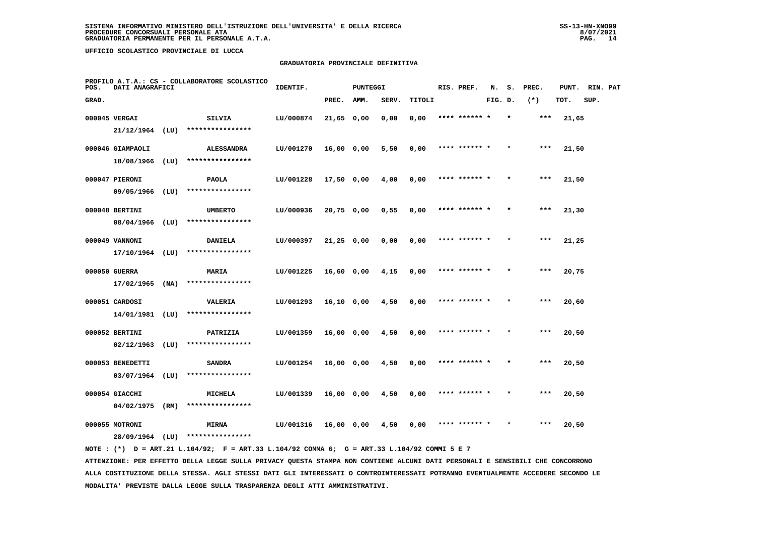SISTEMA INFORMATIVO MINISTERO DELL'ISTRUZIONE DELL'UNIVERSITA' E DELLA RICERCA
PROCEDURE CONCORSUALI PERSONALE ATA
GRADUATORIA PERMANENTE PER IL PERSONALE A.T.A.

UFFICIO SCOLASTICO PROVINCIALE DI LUCCA

GRADUATORIA PROVINCIALE DEFINITIVA

PROFILO A.T.A.: CS - COLLABORATORE SCOLASTICO

| POS. GRAD. | DATI ANAGRAFICI | | IDENTIF. | PUNTEGGI PREC. | AMM. | SERV. | TITOLI | RIS. | PREF. | N. FIG. | S. D. | PREC. (*) | PUNT. TOT. | RIN. SUP. | PAT |
|---|---|---|---|---|---|---|---|---|---|---|---|---|---|---|---|
| 000045 | VERGAI 21/12/1964 (LU) | SILVIA **************** | LU/000874 | 21,65 | 0,00 | 0,00 | 0,00 | **** | ****** | * | * | *** | 21,65 | | |
| 000046 | GIAMPAOLI 18/08/1966 (LU) | ALESSANDRA **************** | LU/001270 | 16,00 | 0,00 | 5,50 | 0,00 | **** | ****** | * | * | *** | 21,50 | | |
| 000047 | PIERONI 09/05/1966 (LU) | PAOLA **************** | LU/001228 | 17,50 | 0,00 | 4,00 | 0,00 | **** | ****** | * | * | *** | 21,50 | | |
| 000048 | BERTINI 08/04/1966 (LU) | UMBERTO **************** | LU/000936 | 20,75 | 0,00 | 0,55 | 0,00 | **** | ****** | * | * | *** | 21,30 | | |
| 000049 | VANNONI 17/10/1964 (LU) | DANIELA **************** | LU/000397 | 21,25 | 0,00 | 0,00 | 0,00 | **** | ****** | * | * | *** | 21,25 | | |
| 000050 | GUERRA 17/02/1965 (NA) | MARIA **************** | LU/001225 | 16,60 | 0,00 | 4,15 | 0,00 | **** | ****** | * | * | *** | 20,75 | | |
| 000051 | CARDOSI 14/01/1981 (LU) | VALERIA **************** | LU/001293 | 16,10 | 0,00 | 4,50 | 0,00 | **** | ****** | * | * | *** | 20,60 | | |
| 000052 | BERTINI 02/12/1963 (LU) | PATRIZIA **************** | LU/001359 | 16,00 | 0,00 | 4,50 | 0,00 | **** | ****** | * | * | *** | 20,50 | | |
| 000053 | BENEDETTI 03/07/1964 (LU) | SANDRA **************** | LU/001254 | 16,00 | 0,00 | 4,50 | 0,00 | **** | ****** | * | * | *** | 20,50 | | |
| 000054 | GIACCHI 04/02/1975 (RM) | MICHELA **************** | LU/001339 | 16,00 | 0,00 | 4,50 | 0,00 | **** | ****** | * | * | *** | 20,50 | | |
| 000055 | MOTRONI 28/09/1964 (LU) | MIRNA **************** | LU/001316 | 16,00 | 0,00 | 4,50 | 0,00 | **** | ****** | * | * | *** | 20,50 | | |

NOTE : (*) D = ART.21 L.104/92; F = ART.33 L.104/92 COMMA 6; G = ART.33 L.104/92 COMMI 5 E 7

ATTENZIONE: PER EFFETTO DELLA LEGGE SULLA PRIVACY QUESTA STAMPA NON CONTIENE ALCUNI DATI PERSONALI E SENSIBILI CHE CONCORRONO ALLA COSTITUZIONE DELLA STESSA. AGLI STESSI DATI GLI INTERESSATI O CONTROINTERESSATI POTRANNO EVENTUALMENTE ACCEDERE SECONDO LE MODALITA' PREVISTE DALLA LEGGE SULLA TRASPARENZA DEGLI ATTI AMMINISTRATIVI.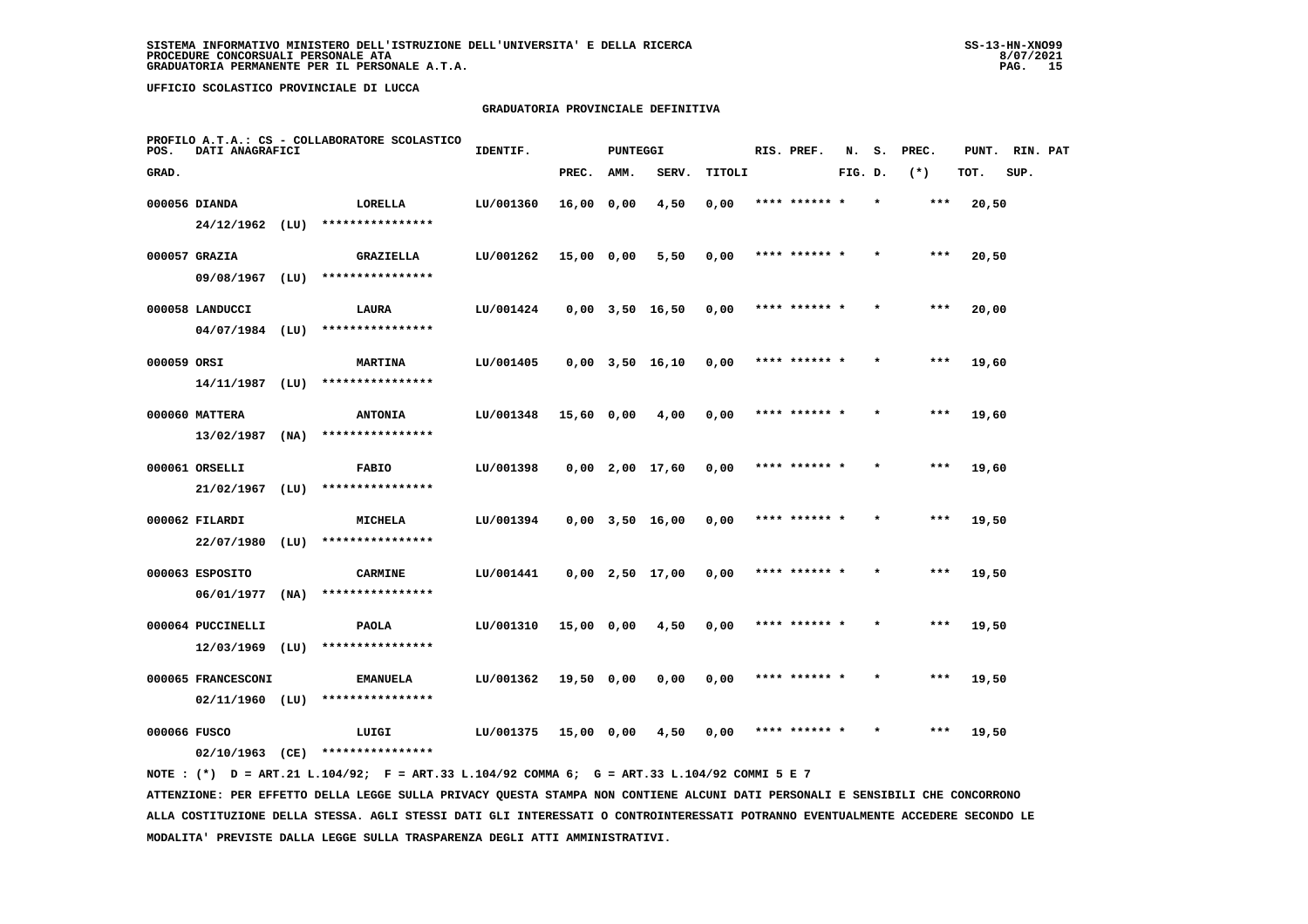SISTEMA INFORMATIVO MINISTERO DELL'ISTRUZIONE DELL'UNIVERSITA' E DELLA RICERCA
PROCEDURE CONCORSUALI PERSONALE ATA
GRADUATORIA PERMANENTE PER IL PERSONALE A.T.A.

UFFICIO SCOLASTICO PROVINCIALE DI LUCCA

## GRADUATORIA PROVINCIALE DEFINITIVA

PROFILO A.T.A.: CS - COLLABORATORE SCOLASTICO

| POS. GRAD. | DATI ANAGRAFICI | | IDENTIF. | PUNTEGGI PREC. | AMM. | SERV. | TITOLI | RIS. PREF. | N. FIG. | S. D. | PREC. (*) | PUNT. TOT. | RIN. SUP. | PAT |
|---|---|---|---|---|---|---|---|---|---|---|---|---|---|---|
| 000056 | DIANDA 24/12/1962 (LU) | LORELLA **************** | LU/001360 | 16,00 | 0,00 | 4,50 | 0,00 | **** ****** * | * | | *** | 20,50 | | |
| 000057 | GRAZIA 09/08/1967 (LU) | GRAZIELLA **************** | LU/001262 | 15,00 | 0,00 | 5,50 | 0,00 | **** ****** * | * | | *** | 20,50 | | |
| 000058 | LANDUCCI 04/07/1984 (LU) | LAURA **************** | LU/001424 | 0,00 | 3,50 | 16,50 | 0,00 | **** ****** * | * | | *** | 20,00 | | |
| 000059 | ORSI 14/11/1987 (LU) | MARTINA **************** | LU/001405 | 0,00 | 3,50 | 16,10 | 0,00 | **** ****** * | * | | *** | 19,60 | | |
| 000060 | MATTERA 13/02/1987 (NA) | ANTONIA **************** | LU/001348 | 15,60 | 0,00 | 4,00 | 0,00 | **** ****** * | * | | *** | 19,60 | | |
| 000061 | ORSELLI 21/02/1967 (LU) | FABIO **************** | LU/001398 | 0,00 | 2,00 | 17,60 | 0,00 | **** ****** * | * | | *** | 19,60 | | |
| 000062 | FILARDI 22/07/1980 (LU) | MICHELA **************** | LU/001394 | 0,00 | 3,50 | 16,00 | 0,00 | **** ****** * | * | | *** | 19,50 | | |
| 000063 | ESPOSITO 06/01/1977 (NA) | CARMINE **************** | LU/001441 | 0,00 | 2,50 | 17,00 | 0,00 | **** ****** * | * | | *** | 19,50 | | |
| 000064 | PUCCINELLI 12/03/1969 (LU) | PAOLA **************** | LU/001310 | 15,00 | 0,00 | 4,50 | 0,00 | **** ****** * | * | | *** | 19,50 | | |
| 000065 | FRANCESCONI 02/11/1960 (LU) | EMANUELA **************** | LU/001362 | 19,50 | 0,00 | 0,00 | 0,00 | **** ****** * | * | | *** | 19,50 | | |
| 000066 | FUSCO 02/10/1963 (CE) | LUIGI **************** | LU/001375 | 15,00 | 0,00 | 4,50 | 0,00 | **** ****** * | * | | *** | 19,50 | | |

NOTE : (*) D = ART.21 L.104/92; F = ART.33 L.104/92 COMMA 6; G = ART.33 L.104/92 COMMI 5 E 7

ATTENZIONE: PER EFFETTO DELLA LEGGE SULLA PRIVACY QUESTA STAMPA NON CONTIENE ALCUNI DATI PERSONALI E SENSIBILI CHE CONCORRONO ALLA COSTITUZIONE DELLA STESSA. AGLI STESSI DATI GLI INTERESSATI O CONTROINTERESSATI POTRANNO EVENTUALMENTE ACCEDERE SECONDO LE MODALITA' PREVISTE DALLA LEGGE SULLA TRASPARENZA DEGLI ATTI AMMINISTRATIVI.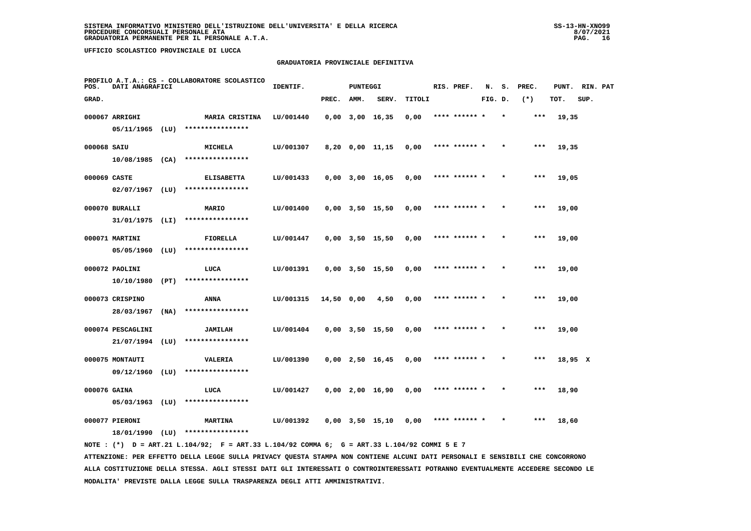**UFFICIO SCOLASTICO PROVINCIALE DI LUCCA**

## GRADUATORIA PROVINCIALE DEFINITIVA

PROFILO A.T.A.: CS - COLLABORATORE SCOLASTICO

| POS. GRAD. | DATI ANAGRAFICI | | IDENTIF. | PUNTEGGI PREC. | AMM. | SERV. | TITOLI | RIS. PREF. | N. S. FIG. D. | PREC. (*) | PUNT. TOT. | RIN. PAT SUP. |
|---|---|---|---|---|---|---|---|---|---|---|---|---|
| 000067 | ARRIGHI 05/11/1965 (LU) | MARIA CRISTINA **************** | LU/001440 | 0,00 | 3,00 | 16,35 | 0,00 | **** ****** * | * | *** | 19,35 | |
| 000068 | SAIU 10/08/1985 (CA) | MICHELA **************** | LU/001307 | 8,20 | 0,00 | 11,15 | 0,00 | **** ****** * | * | *** | 19,35 | |
| 000069 | CASTE 02/07/1967 (LU) | ELISABETTA **************** | LU/001433 | 0,00 | 3,00 | 16,05 | 0,00 | **** ****** * | * | *** | 19,05 | |
| 000070 | BURALLI 31/01/1975 (LI) | MARIO **************** | LU/001400 | 0,00 | 3,50 | 15,50 | 0,00 | **** ****** * | * | *** | 19,00 | |
| 000071 | MARTINI 05/05/1960 (LU) | FIORELLA **************** | LU/001447 | 0,00 | 3,50 | 15,50 | 0,00 | **** ****** * | * | *** | 19,00 | |
| 000072 | PAOLINI 10/10/1980 (PT) | LUCA **************** | LU/001391 | 0,00 | 3,50 | 15,50 | 0,00 | **** ****** * | * | *** | 19,00 | |
| 000073 | CRISPINO 28/03/1967 (NA) | ANNA **************** | LU/001315 | 14,50 | 0,00 | 4,50 | 0,00 | **** ****** * | * | *** | 19,00 | |
| 000074 | PESCAGLINI 21/07/1994 (LU) | JAMILAH **************** | LU/001404 | 0,00 | 3,50 | 15,50 | 0,00 | **** ****** * | * | *** | 19,00 | |
| 000075 | MONTAUTI 09/12/1960 (LU) | VALERIA **************** | LU/001390 | 0,00 | 2,50 | 16,45 | 0,00 | **** ****** * | * | *** | 18,95 | X |
| 000076 | GAINA 05/03/1963 (LU) | LUCA **************** | LU/001427 | 0,00 | 2,00 | 16,90 | 0,00 | **** ****** * | * | *** | 18,90 | |
| 000077 | PIERONI 18/01/1990 (LU) | MARTINA **************** | LU/001392 | 0,00 | 3,50 | 15,10 | 0,00 | **** ****** * | * | *** | 18,60 | |

NOTE : (*) D = ART.21 L.104/92; F = ART.33 L.104/92 COMMA 6; G = ART.33 L.104/92 COMMI 5 E 7

ATTENZIONE: PER EFFETTO DELLA LEGGE SULLA PRIVACY QUESTA STAMPA NON CONTIENE ALCUNI DATI PERSONALI E SENSIBILI CHE CONCORRONO ALLA COSTITUZIONE DELLA STESSA. AGLI STESSI DATI GLI INTERESSATI O CONTROINTERESSATI POTRANNO EVENTUALMENTE ACCEDERE SECONDO LE MODALITA' PREVISTE DALLA LEGGE SULLA TRASPARENZA DEGLI ATTI AMMINISTRATIVI.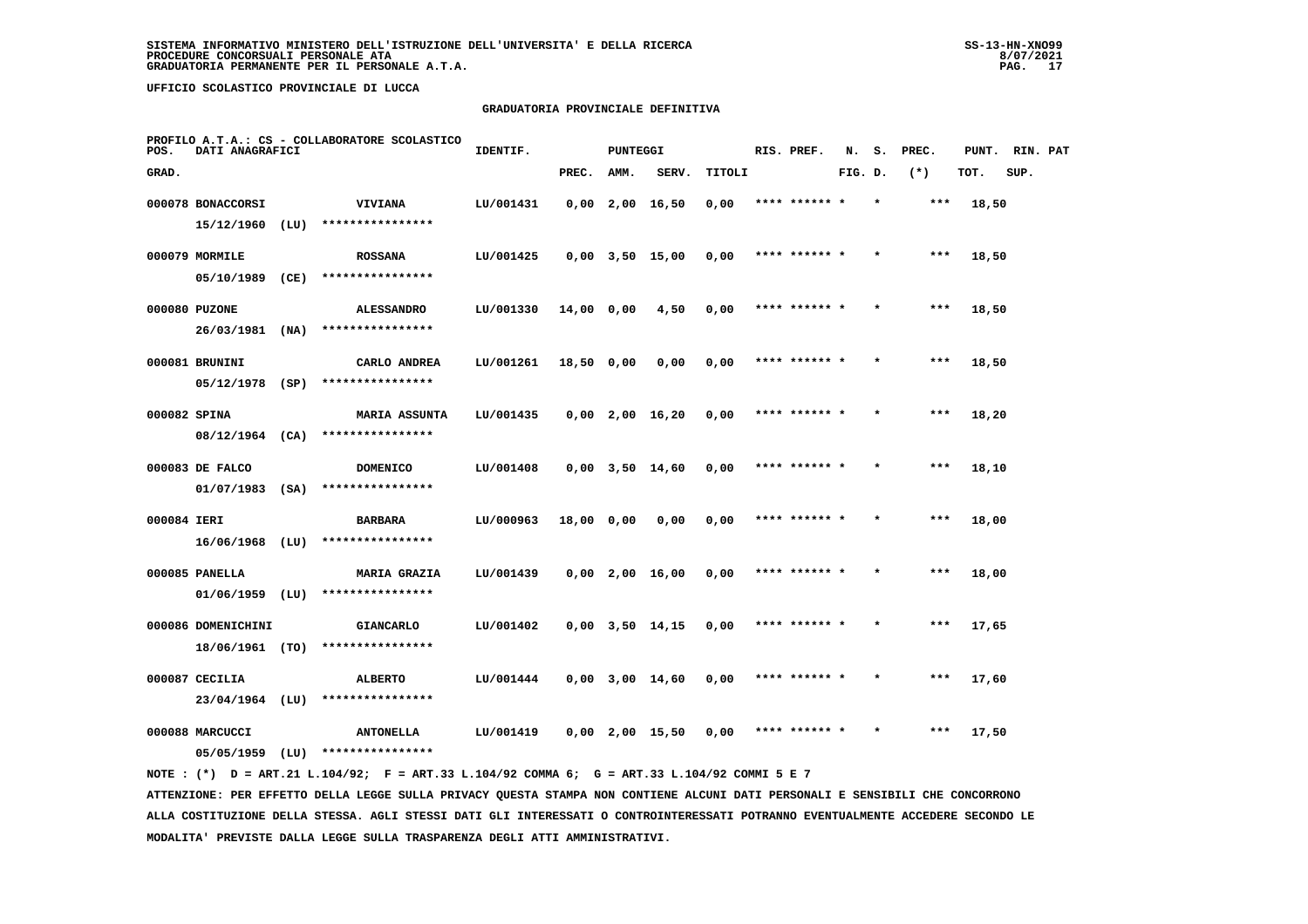SISTEMA INFORMATIVO MINISTERO DELL'ISTRUZIONE DELL'UNIVERSITA' E DELLA RICERCA
PROCEDURE CONCORSUALI PERSONALE ATA
GRADUATORIA PERMANENTE PER IL PERSONALE A.T.A.

UFFICIO SCOLASTICO PROVINCIALE DI LUCCA

GRADUATORIA PROVINCIALE DEFINITIVA

PROFILO A.T.A.: CS - COLLABORATORE SCOLASTICO

| POS. GRAD. | DATI ANAGRAFICI | | IDENTIF. | PUNTEGGI PREC. | AMM. | SERV. | TITOLI | RIS. PREF. | N. S. FIG. D. | PREC. (*) | PUNT. TOT. | RIN. SUP. | PAT |
|---|---|---|---|---|---|---|---|---|---|---|---|---|---|
| 000078 | BONACCORSI 15/12/1960 (LU) | VIVIANA **************** | LU/001431 | 0,00 | 2,00 | 16,50 | 0,00 | **** ****** * | * | *** | 18,50 | | |
| 000079 | MORMILE 05/10/1989 (CE) | ROSSANA **************** | LU/001425 | 0,00 | 3,50 | 15,00 | 0,00 | **** ****** * | * | *** | 18,50 | | |
| 000080 | PUZONE 26/03/1981 (NA) | ALESSANDRO **************** | LU/001330 | 14,00 | 0,00 | 4,50 | 0,00 | **** ****** * | * | *** | 18,50 | | |
| 000081 | BRUNINI 05/12/1978 (SP) | CARLO ANDREA **************** | LU/001261 | 18,50 | 0,00 | 0,00 | 0,00 | **** ****** * | * | *** | 18,50 | | |
| 000082 | SPINA 08/12/1964 (CA) | MARIA ASSUNTA **************** | LU/001435 | 0,00 | 2,00 | 16,20 | 0,00 | **** ****** * | * | *** | 18,20 | | |
| 000083 | DE FALCO 01/07/1983 (SA) | DOMENICO **************** | LU/001408 | 0,00 | 3,50 | 14,60 | 0,00 | **** ****** * | * | *** | 18,10 | | |
| 000084 | IERI 16/06/1968 (LU) | BARBARA **************** | LU/000963 | 18,00 | 0,00 | 0,00 | 0,00 | **** ****** * | * | *** | 18,00 | | |
| 000085 | PANELLA 01/06/1959 (LU) | MARIA GRAZIA **************** | LU/001439 | 0,00 | 2,00 | 16,00 | 0,00 | **** ****** * | * | *** | 18,00 | | |
| 000086 | DOMENICHINI 18/06/1961 (TO) | GIANCARLO **************** | LU/001402 | 0,00 | 3,50 | 14,15 | 0,00 | **** ****** * | * | *** | 17,65 | | |
| 000087 | CECILIA 23/04/1964 (LU) | ALBERTO **************** | LU/001444 | 0,00 | 3,00 | 14,60 | 0,00 | **** ****** * | * | *** | 17,60 | | |
| 000088 | MARCUCCI 05/05/1959 (LU) | ANTONELLA **************** | LU/001419 | 0,00 | 2,00 | 15,50 | 0,00 | **** ****** * | * | *** | 17,50 | | |

NOTE : (*) D = ART.21 L.104/92; F = ART.33 L.104/92 COMMA 6; G = ART.33 L.104/92 COMMI 5 E 7

ATTENZIONE: PER EFFETTO DELLA LEGGE SULLA PRIVACY QUESTA STAMPA NON CONTIENE ALCUNI DATI PERSONALI E SENSIBILI CHE CONCORRONO ALLA COSTITUZIONE DELLA STESSA. AGLI STESSI DATI GLI INTERESSATI O CONTROINTERESSATI POTRANNO EVENTUALMENTE ACCEDERE SECONDO LE MODALITA' PREVISTE DALLA LEGGE SULLA TRASPARENZA DEGLI ATTI AMMINISTRATIVI.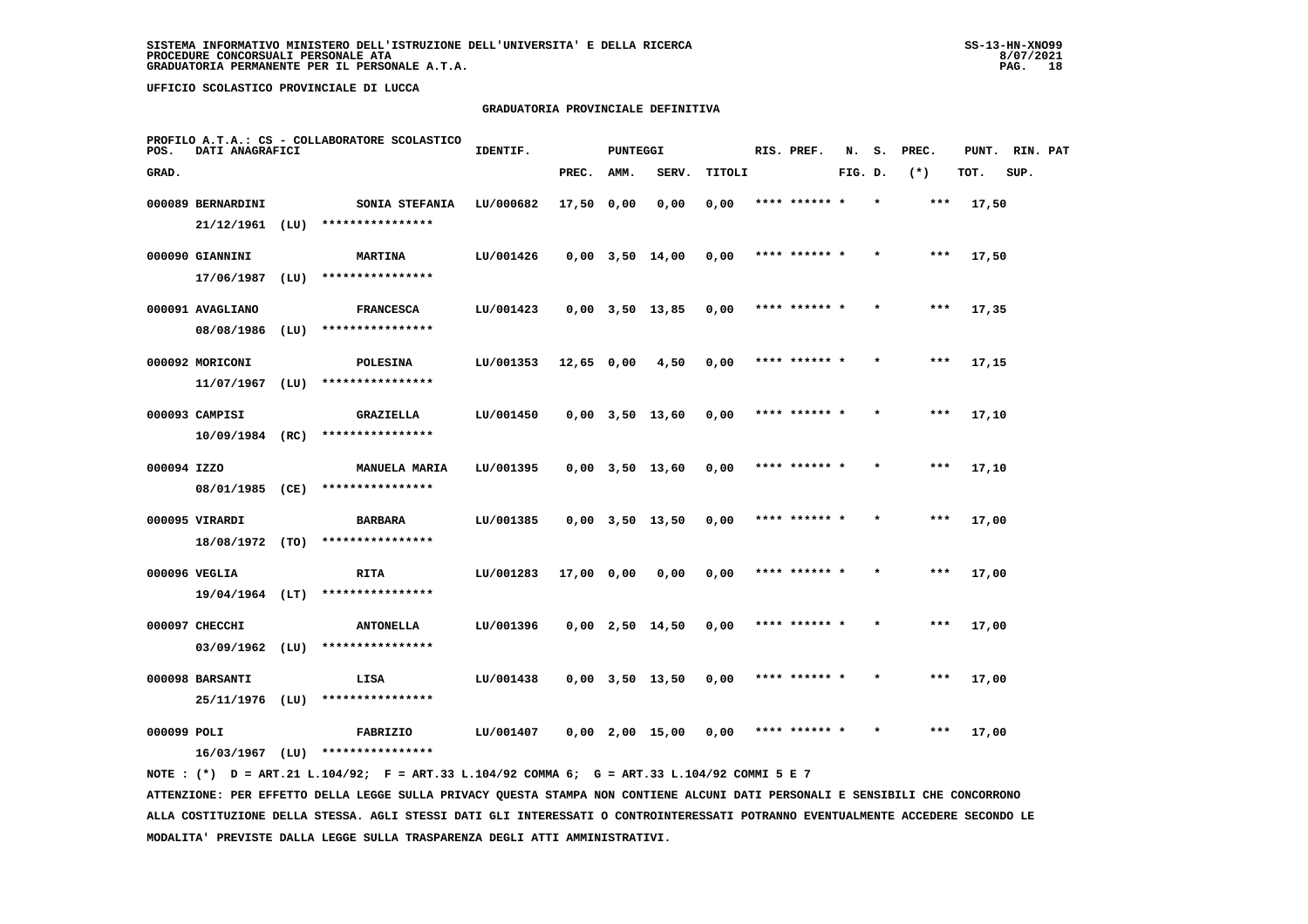SISTEMA INFORMATIVO MINISTERO DELL'ISTRUZIONE DELL'UNIVERSITA' E DELLA RICERCA
PROCEDURE CONCORSUALI PERSONALE ATA
GRADUATORIA PERMANENTE PER IL PERSONALE A.T.A.

UFFICIO SCOLASTICO PROVINCIALE DI LUCCA

GRADUATORIA PROVINCIALE DEFINITIVA

PROFILO A.T.A.: CS - COLLABORATORE SCOLASTICO

| POS. GRAD. | DATI ANAGRAFICI | | IDENTIF. | PUNTEGGI PREC. | AMM. | SERV. | TITOLI | RIS. PREF. | N. FIG. | S. D. | PREC. (*) | PUNT. TOT. | RIN. SUP. | PAT |
|---|---|---|---|---|---|---|---|---|---|---|---|---|---|---|
| 000089 | BERNARDINI 21/12/1961 (LU) | SONIA STEFANIA **************** | LU/000682 | 17,50 | 0,00 | 0,00 | 0,00 | **** ****** * | * | | *** | 17,50 | | |
| 000090 | GIANNINI 17/06/1987 (LU) | MARTINA **************** | LU/001426 | 0,00 | 3,50 | 14,00 | 0,00 | **** ****** * | * | | *** | 17,50 | | |
| 000091 | AVAGLIANO 08/08/1986 (LU) | FRANCESCA **************** | LU/001423 | 0,00 | 3,50 | 13,85 | 0,00 | **** ****** * | * | | *** | 17,35 | | |
| 000092 | MORICONI 11/07/1967 (LU) | POLESINA **************** | LU/001353 | 12,65 | 0,00 | 4,50 | 0,00 | **** ****** * | * | | *** | 17,15 | | |
| 000093 | CAMPISI 10/09/1984 (RC) | GRAZIELLA **************** | LU/001450 | 0,00 | 3,50 | 13,60 | 0,00 | **** ****** * | * | | *** | 17,10 | | |
| 000094 | IZZO 08/01/1985 (CE) | MANUELA MARIA **************** | LU/001395 | 0,00 | 3,50 | 13,60 | 0,00 | **** ****** * | * | | *** | 17,10 | | |
| 000095 | VIRARDI 18/08/1972 (TO) | BARBARA **************** | LU/001385 | 0,00 | 3,50 | 13,50 | 0,00 | **** ****** * | * | | *** | 17,00 | | |
| 000096 | VEGLIA 19/04/1964 (LT) | RITA **************** | LU/001283 | 17,00 | 0,00 | 0,00 | 0,00 | **** ****** * | * | | *** | 17,00 | | |
| 000097 | CHECCHI 03/09/1962 (LU) | ANTONELLA **************** | LU/001396 | 0,00 | 2,50 | 14,50 | 0,00 | **** ****** * | * | | *** | 17,00 | | |
| 000098 | BARSANTI 25/11/1976 (LU) | LISA **************** | LU/001438 | 0,00 | 3,50 | 13,50 | 0,00 | **** ****** * | * | | *** | 17,00 | | |
| 000099 | POLI 16/03/1967 (LU) | FABRIZIO **************** | LU/001407 | 0,00 | 2,00 | 15,00 | 0,00 | **** ****** * | * | | *** | 17,00 | | |

NOTE : (*) D = ART.21 L.104/92; F = ART.33 L.104/92 COMMA 6; G = ART.33 L.104/92 COMMI 5 E 7

ATTENZIONE: PER EFFETTO DELLA LEGGE SULLA PRIVACY QUESTA STAMPA NON CONTIENE ALCUNI DATI PERSONALI E SENSIBILI CHE CONCORRONO ALLA COSTITUZIONE DELLA STESSA. AGLI STESSI DATI GLI INTERESSATI O CONTROINTERESSATI POTRANNO EVENTUALMENTE ACCEDERE SECONDO LE MODALITA' PREVISTE DALLA LEGGE SULLA TRASPARENZA DEGLI ATTI AMMINISTRATIVI.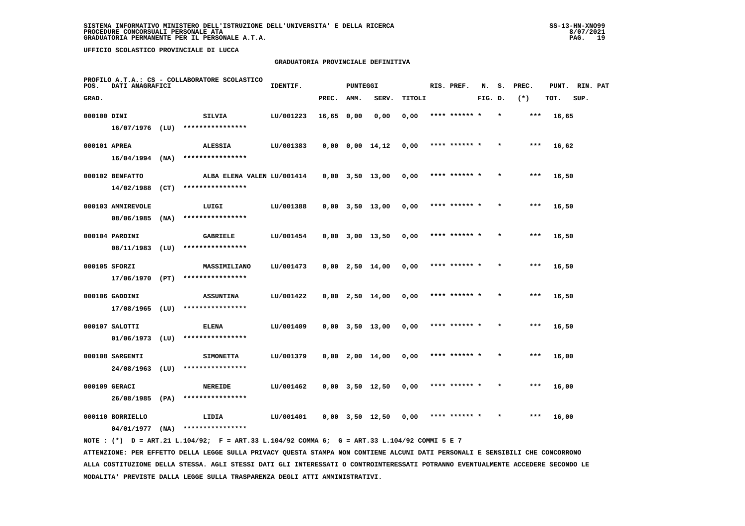SISTEMA INFORMATIVO MINISTERO DELL'ISTRUZIONE DELL'UNIVERSITA' E DELLA RICERCA
PROCEDURE CONCORSUALI PERSONALE ATA
GRADUATORIA PERMANENTE PER IL PERSONALE A.T.A.

UFFICIO SCOLASTICO PROVINCIALE DI LUCCA

## GRADUATORIA PROVINCIALE DEFINITIVA

PROFILO A.T.A.: CS - COLLABORATORE SCOLASTICO

| POS. GRAD. | DATI ANAGRAFICI | | IDENTIF. | PUNTEGGI PREC. | AMM. | SERV. | TITOLI | RIS. PREF. | N. FIG. | S. D. | PREC. (*) | PUNT. TOT. | RIN. SUP. | PAT |
|---|---|---|---|---|---|---|---|---|---|---|---|---|---|---|
| 000100 | DINI 16/07/1976 (LU) | SILVIA **************** | LU/001223 | 16,65 | 0,00 | 0,00 | 0,00 | **** ****** * | | * | *** | 16,65 | | |
| 000101 | APREA 16/04/1994 (NA) | ALESSIA **************** | LU/001383 | 0,00 | 0,00 | 14,12 | 0,00 | **** ****** * | | * | *** | 16,62 | | |
| 000102 | BENFATTO 14/02/1988 (CT) | ALBA ELENA VALEN **************** | LU/001414 | 0,00 | 3,50 | 13,00 | 0,00 | **** ****** * | | * | *** | 16,50 | | |
| 000103 | AMMIREVOLE 08/06/1985 (NA) | LUIGI **************** | LU/001388 | 0,00 | 3,50 | 13,00 | 0,00 | **** ****** * | | * | *** | 16,50 | | |
| 000104 | PARDINI 08/11/1983 (LU) | GABRIELE **************** | LU/001454 | 0,00 | 3,00 | 13,50 | 0,00 | **** ****** * | | * | *** | 16,50 | | |
| 000105 | SFORZI 17/06/1970 (PT) | MASSIMILIANO **************** | LU/001473 | 0,00 | 2,50 | 14,00 | 0,00 | **** ****** * | | * | *** | 16,50 | | |
| 000106 | GADDINI 17/08/1965 (LU) | ASSUNTINA **************** | LU/001422 | 0,00 | 2,50 | 14,00 | 0,00 | **** ****** * | | * | *** | 16,50 | | |
| 000107 | SALOTTI 01/06/1973 (LU) | ELENA **************** | LU/001409 | 0,00 | 3,50 | 13,00 | 0,00 | **** ****** * | | * | *** | 16,50 | | |
| 000108 | SARGENTI 24/08/1963 (LU) | SIMONETTA **************** | LU/001379 | 0,00 | 2,00 | 14,00 | 0,00 | **** ****** * | | * | *** | 16,00 | | |
| 000109 | GERACI 26/08/1985 (PA) | NEREIDE **************** | LU/001462 | 0,00 | 3,50 | 12,50 | 0,00 | **** ****** * | | * | *** | 16,00 | | |
| 000110 | BORRIELLO 04/01/1977 (NA) | LIDIA **************** | LU/001401 | 0,00 | 3,50 | 12,50 | 0,00 | **** ****** * | | * | *** | 16,00 | | |

NOTE : (*) D = ART.21 L.104/92; F = ART.33 L.104/92 COMMA 6; G = ART.33 L.104/92 COMMI 5 E 7

ATTENZIONE: PER EFFETTO DELLA LEGGE SULLA PRIVACY QUESTA STAMPA NON CONTIENE ALCUNI DATI PERSONALI E SENSIBILI CHE CONCORRONO ALLA COSTITUZIONE DELLA STESSA. AGLI STESSI DATI GLI INTERESSATI O CONTROINTERESSATI POTRANNO EVENTUALMENTE ACCEDERE SECONDO LE MODALITA' PREVISTE DALLA LEGGE SULLA TRASPARENZA DEGLI ATTI AMMINISTRATIVI.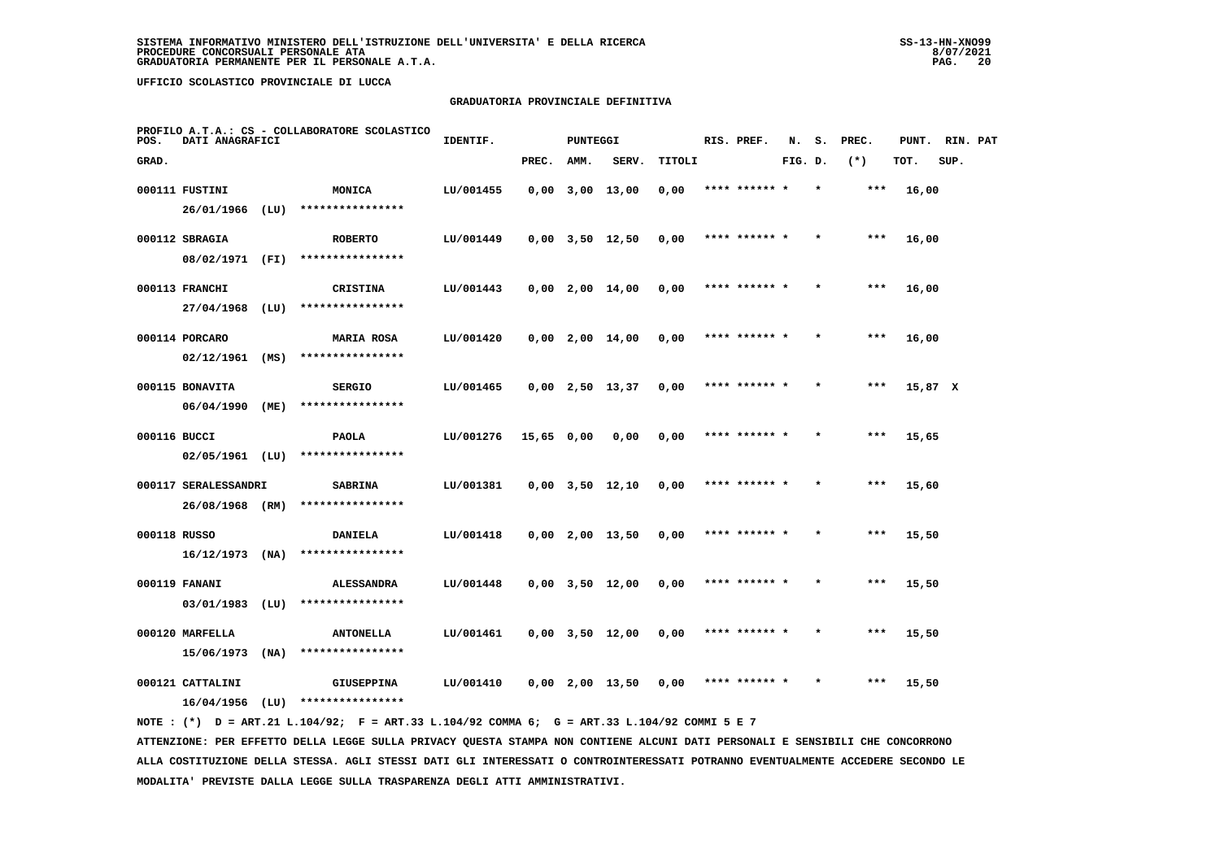**UFFICIO SCOLASTICO PROVINCIALE DI LUCCA**

## GRADUATORIA PROVINCIALE DEFINITIVA

PROFILO A.T.A.: CS - COLLABORATORE SCOLASTICO

| POS. GRAD. | DATI ANAGRAFICI | | IDENTIF. | PUNTEGGI PREC. | AMM. | SERV. | TITOLI | RIS. PREF. | N. FIG. | S. D. | PREC. (*) | PUNT. TOT. | RIN. SUP. | PAT |
|---|---|---|---|---|---|---|---|---|---|---|---|---|---|---|
| 000111 | FUSTINI 26/01/1966 (LU) | MONICA **************** | LU/001455 | 0,00 | 3,00 | 13,00 | 0,00 | **** ****** * | | * | *** | 16,00 | | |
| 000112 | SBRAGIA 08/02/1971 (FI) | ROBERTO **************** | LU/001449 | 0,00 | 3,50 | 12,50 | 0,00 | **** ****** * | | * | *** | 16,00 | | |
| 000113 | FRANCHI 27/04/1968 (LU) | CRISTINA **************** | LU/001443 | 0,00 | 2,00 | 14,00 | 0,00 | **** ****** * | | * | *** | 16,00 | | |
| 000114 | PORCARO 02/12/1961 (MS) | MARIA ROSA **************** | LU/001420 | 0,00 | 2,00 | 14,00 | 0,00 | **** ****** * | | * | *** | 16,00 | | |
| 000115 | BONAVITA 06/04/1990 (ME) | SERGIO **************** | LU/001465 | 0,00 | 2,50 | 13,37 | 0,00 | **** ****** * | | * | *** | 15,87 | X | |
| 000116 | BUCCI 02/05/1961 (LU) | PAOLA **************** | LU/001276 | 15,65 | 0,00 | 0,00 | 0,00 | **** ****** * | | * | *** | 15,65 | | |
| 000117 | SERALESSANDRI 26/08/1968 (RM) | SABRINA **************** | LU/001381 | 0,00 | 3,50 | 12,10 | 0,00 | **** ****** * | | * | *** | 15,60 | | |
| 000118 | RUSSO 16/12/1973 (NA) | DANIELA **************** | LU/001418 | 0,00 | 2,00 | 13,50 | 0,00 | **** ****** * | | * | *** | 15,50 | | |
| 000119 | FANANI 03/01/1983 (LU) | ALESSANDRA **************** | LU/001448 | 0,00 | 3,50 | 12,00 | 0,00 | **** ****** * | | * | *** | 15,50 | | |
| 000120 | MARFELLA 15/06/1973 (NA) | ANTONELLA **************** | LU/001461 | 0,00 | 3,50 | 12,00 | 0,00 | **** ****** * | | * | *** | 15,50 | | |
| 000121 | CATTALINI 16/04/1956 (LU) | GIUSEPPINA **************** | LU/001410 | 0,00 | 2,00 | 13,50 | 0,00 | **** ****** * | | * | *** | 15,50 | | |

NOTE : (*) D = ART.21 L.104/92; F = ART.33 L.104/92 COMMA 6; G = ART.33 L.104/92 COMMI 5 E 7

ATTENZIONE: PER EFFETTO DELLA LEGGE SULLA PRIVACY QUESTA STAMPA NON CONTIENE ALCUNI DATI PERSONALI E SENSIBILI CHE CONCORRONO ALLA COSTITUZIONE DELLA STESSA. AGLI STESSI DATI GLI INTERESSATI O CONTROINTERESSATI POTRANNO EVENTUALMENTE ACCEDERE SECONDO LE MODALITA' PREVISTE DALLA LEGGE SULLA TRASPARENZA DEGLI ATTI AMMINISTRATIVI.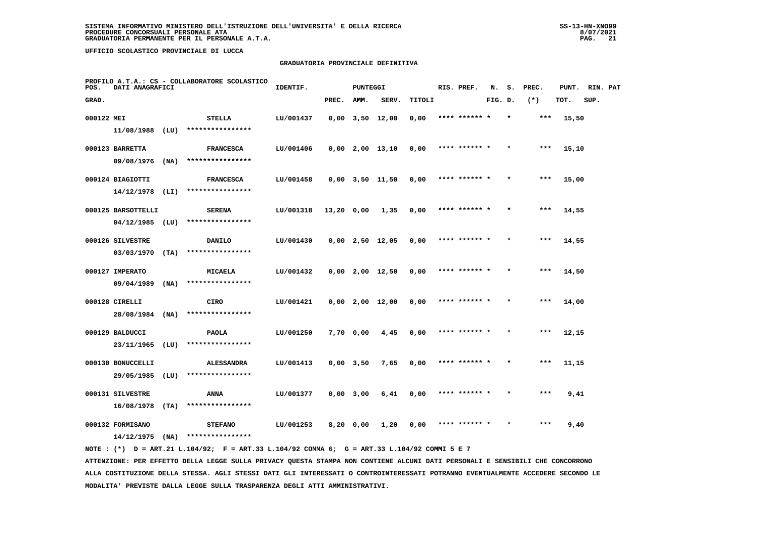SISTEMA INFORMATIVO MINISTERO DELL'ISTRUZIONE DELL'UNIVERSITA' E DELLA RICERCA
PROCEDURE CONCORSUALI PERSONALE ATA
GRADUATORIA PERMANENTE PER IL PERSONALE A.T.A.

UFFICIO SCOLASTICO PROVINCIALE DI LUCCA

GRADUATORIA PROVINCIALE DEFINITIVA

PROFILO A.T.A.: CS - COLLABORATORE SCOLASTICO

| POS. GRAD. | DATI ANAGRAFICI | | IDENTIF. | PUNTEGGI PREC. | AMM. | SERV. | TITOLI | RIS. | PREF. | N. FIG. | S. D. | PREC. (*) | PUNT. TOT. | RIN. SUP. | PAT |
|---|---|---|---|---|---|---|---|---|---|---|---|---|---|---|---|
| 000122 | MEI 11/08/1988 (LU) | STELLA **************** | LU/001437 | 0,00 | 3,50 | 12,00 | 0,00 | **** | ****** | * | * | *** | 15,50 | | |
| 000123 | BARRETTA 09/08/1976 (NA) | FRANCESCA **************** | LU/001406 | 0,00 | 2,00 | 13,10 | 0,00 | **** | ****** | * | * | *** | 15,10 | | |
| 000124 | BIAGIOTTI 14/12/1978 (LI) | FRANCESCA **************** | LU/001458 | 0,00 | 3,50 | 11,50 | 0,00 | **** | ****** | * | * | *** | 15,00 | | |
| 000125 | BARSOTTELLI 04/12/1985 (LU) | SERENA **************** | LU/001318 | 13,20 | 0,00 | 1,35 | 0,00 | **** | ****** | * | * | *** | 14,55 | | |
| 000126 | SILVESTRE 03/03/1970 (TA) | DANILO **************** | LU/001430 | 0,00 | 2,50 | 12,05 | 0,00 | **** | ****** | * | * | *** | 14,55 | | |
| 000127 | IMPERATO 09/04/1989 (NA) | MICAELA **************** | LU/001432 | 0,00 | 2,00 | 12,50 | 0,00 | **** | ****** | * | * | *** | 14,50 | | |
| 000128 | CIRELLI 28/08/1984 (NA) | CIRO **************** | LU/001421 | 0,00 | 2,00 | 12,00 | 0,00 | **** | ****** | * | * | *** | 14,00 | | |
| 000129 | BALDUCCI 23/11/1965 (LU) | PAOLA **************** | LU/001250 | 7,70 | 0,00 | 4,45 | 0,00 | **** | ****** | * | * | *** | 12,15 | | |
| 000130 | BONUCCELLI 29/05/1985 (LU) | ALESSANDRA **************** | LU/001413 | 0,00 | 3,50 | 7,65 | 0,00 | **** | ****** | * | * | *** | 11,15 | | |
| 000131 | SILVESTRE 16/08/1978 (TA) | ANNA **************** | LU/001377 | 0,00 | 3,00 | 6,41 | 0,00 | **** | ****** | * | * | *** | 9,41 | | |
| 000132 | FORMISANO 14/12/1975 (NA) | STEFANO **************** | LU/001253 | 8,20 | 0,00 | 1,20 | 0,00 | **** | ****** | * | * | *** | 9,40 | | |

NOTE : (*) D = ART.21 L.104/92; F = ART.33 L.104/92 COMMA 6; G = ART.33 L.104/92 COMMI 5 E 7

ATTENZIONE: PER EFFETTO DELLA LEGGE SULLA PRIVACY QUESTA STAMPA NON CONTIENE ALCUNI DATI PERSONALI E SENSIBILI CHE CONCORRONO ALLA COSTITUZIONE DELLA STESSA. AGLI STESSI DATI GLI INTERESSATI O CONTROINTERESSATI POTRANNO EVENTUALMENTE ACCEDERE SECONDO LE MODALITA' PREVISTE DALLA LEGGE SULLA TRASPARENZA DEGLI ATTI AMMINISTRATIVI.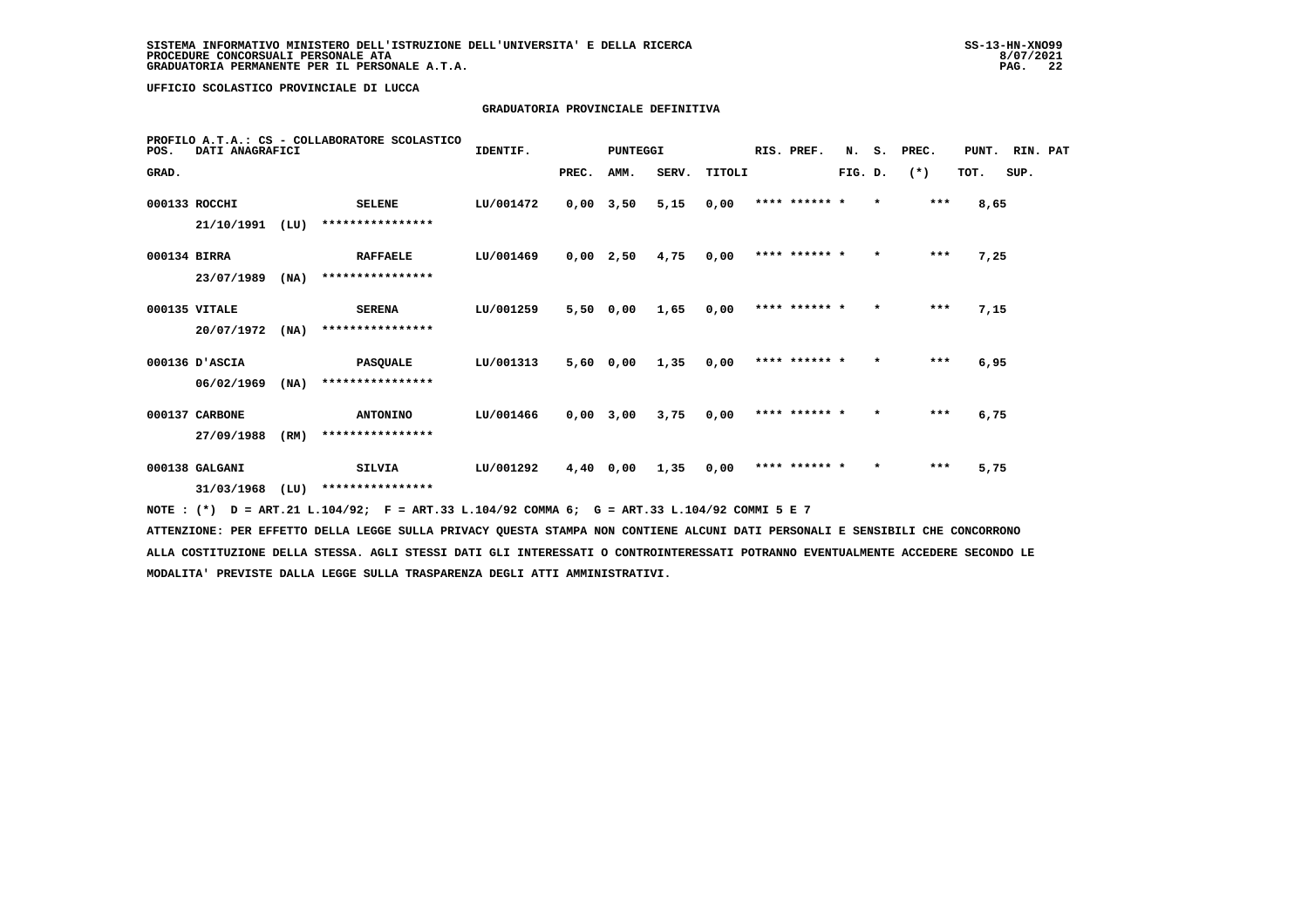SISTEMA INFORMATIVO MINISTERO DELL'ISTRUZIONE DELL'UNIVERSITA' E DELLA RICERCA
PROCEDURE CONCORSUALI PERSONALE ATA
GRADUATORIA PERMANENTE PER IL PERSONALE A.T.A.

UFFICIO SCOLASTICO PROVINCIALE DI LUCCA

## GRADUATORIA PROVINCIALE DEFINITIVA

PROFILO A.T.A.: CS - COLLABORATORE SCOLASTICO

| POS. GRAD. | DATI ANAGRAFICI | | | IDENTIF. | PUNTEGGI PREC. | AMM. | SERV. | TITOLI | RIS. PREF. | N. FIG. | S. D. | PREC. (*) | PUNT. TOT. | RIN. PAT SUP. |
|---|---|---|---|---|---|---|---|---|---|---|---|---|---|---|
| 000133 | ROCCHI | | SELENE | LU/001472 | 0,00 | 3,50 | 5,15 | 0,00 | **** ****** | * | * | *** | 8,65 | |
| | 21/10/1991 | (LU) | **************** | | | | | | | | | | | |
| 000134 | BIRRA | | RAFFAELE | LU/001469 | 0,00 | 2,50 | 4,75 | 0,00 | **** ****** | * | * | *** | 7,25 | |
| | 23/07/1989 | (NA) | **************** | | | | | | | | | | | |
| 000135 | VITALE | | SERENA | LU/001259 | 5,50 | 0,00 | 1,65 | 0,00 | **** ****** | * | * | *** | 7,15 | |
| | 20/07/1972 | (NA) | **************** | | | | | | | | | | | |
| 000136 | D'ASCIA | | PASQUALE | LU/001313 | 5,60 | 0,00 | 1,35 | 0,00 | **** ****** | * | * | *** | 6,95 | |
| | 06/02/1969 | (NA) | **************** | | | | | | | | | | | |
| 000137 | CARBONE | | ANTONINO | LU/001466 | 0,00 | 3,00 | 3,75 | 0,00 | **** ****** | * | * | *** | 6,75 | |
| | 27/09/1988 | (RM) | **************** | | | | | | | | | | | |
| 000138 | GALGANI | | SILVIA | LU/001292 | 4,40 | 0,00 | 1,35 | 0,00 | **** ****** | * | * | *** | 5,75 | |
| | 31/03/1968 | (LU) | **************** | | | | | | | | | | | |

NOTE : (*) D = ART.21 L.104/92; F = ART.33 L.104/92 COMMA 6; G = ART.33 L.104/92 COMMI 5 E 7

ATTENZIONE: PER EFFETTO DELLA LEGGE SULLA PRIVACY QUESTA STAMPA NON CONTIENE ALCUNI DATI PERSONALI E SENSIBILI CHE CONCORRONO ALLA COSTITUZIONE DELLA STESSA. AGLI STESSI DATI GLI INTERESSATI O CONTROINTERESSATI POTRANNO EVENTUALMENTE ACCEDERE SECONDO LE MODALITA' PREVISTE DALLA LEGGE SULLA TRASPARENZA DEGLI ATTI AMMINISTRATIVI.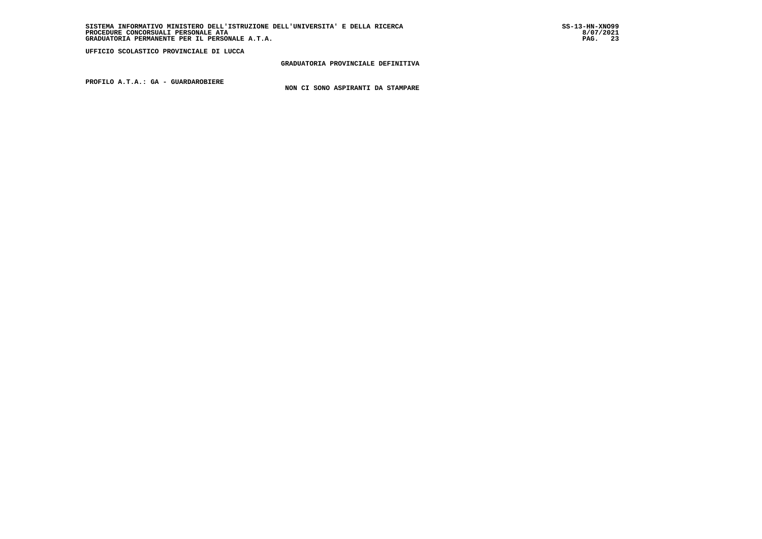UFFICIO SCOLASTICO PROVINCIALE DI LUCCA

GRADUATORIA PROVINCIALE DEFINITIVA

PROFILO A.T.A.: GA - GUARDAROBIERE

NON CI SONO ASPIRANTI DA STAMPARE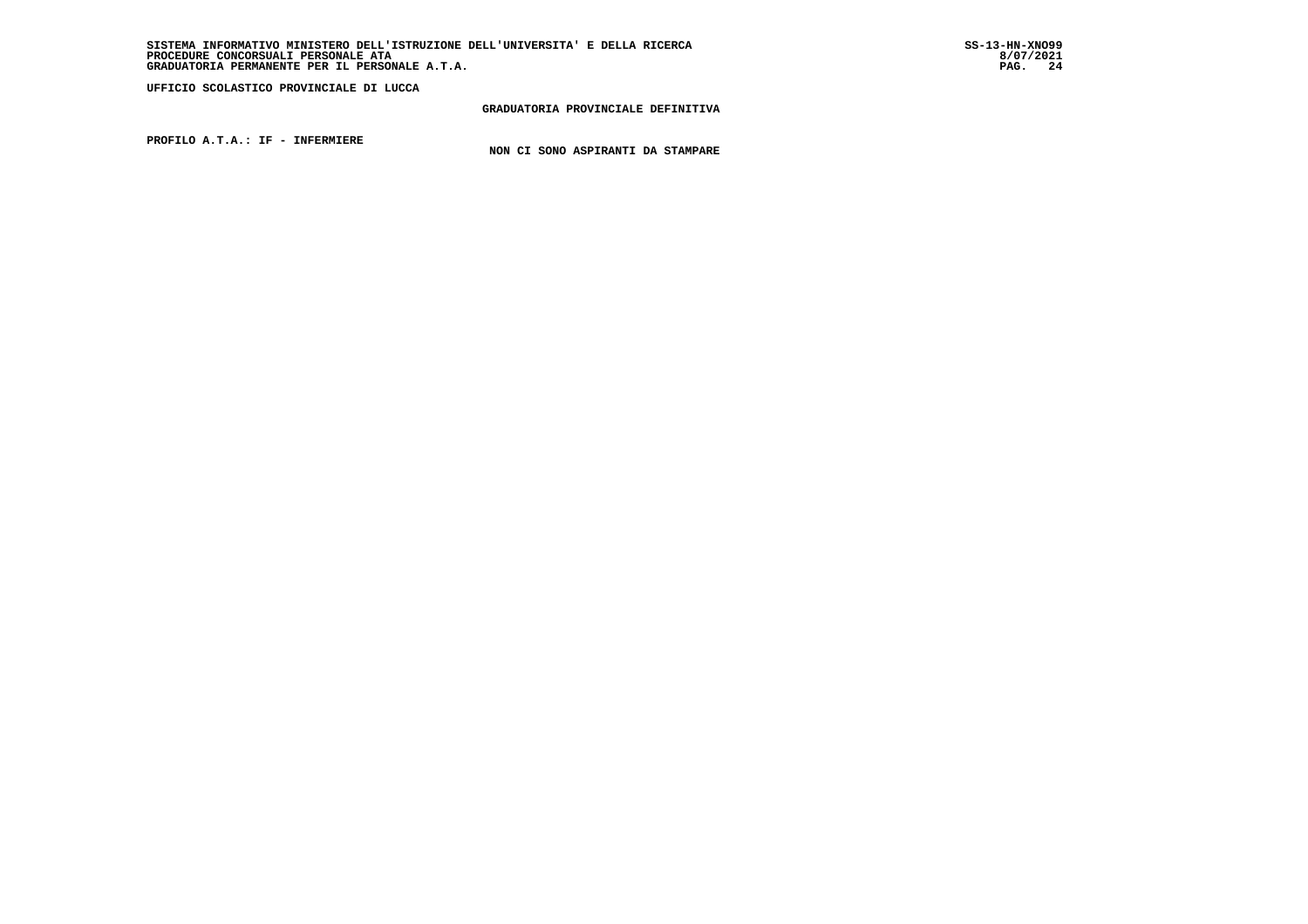UFFICIO SCOLASTICO PROVINCIALE DI LUCCA

**GRADUATORIA PROVINCIALE DEFINITIVA**

**PROFILO A.T.A.: IF - INFERMIERE**

**NON CI SONO ASPIRANTI DA STAMPARE**